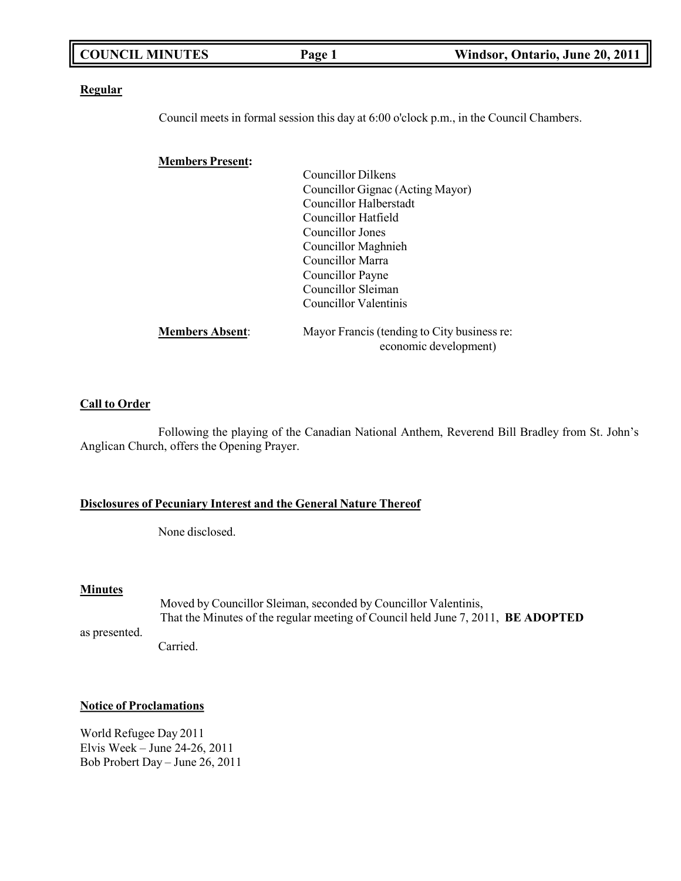**Regular**

Council meets in formal session this day at 6:00 o'clock p.m., in the Council Chambers.

**Members Present:**

Councillor Dilkens
Councillor Gignac (Acting Mayor)
Councillor Halberstadt
Councillor Hatfield
Councillor Jones
Councillor Maghnieh
Councillor Marra
Councillor Payne
Councillor Sleiman
Councillor Valentinis

**Members Absent**: Mayor Francis (tending to City business re: economic development)

**Call to Order**

Following the playing of the Canadian National Anthem, Reverend Bill Bradley from St. John's Anglican Church, offers the Opening Prayer.

**Disclosures of Pecuniary Interest and the General Nature Thereof**

None disclosed.

**Minutes**

Moved by Councillor Sleiman, seconded by Councillor Valentinis,
That the Minutes of the regular meeting of Council held June 7, 2011, **BE ADOPTED** as presented.
Carried.

**Notice of Proclamations**

World Refugee Day 2011
Elvis Week – June 24-26, 2011
Bob Probert Day – June 26, 2011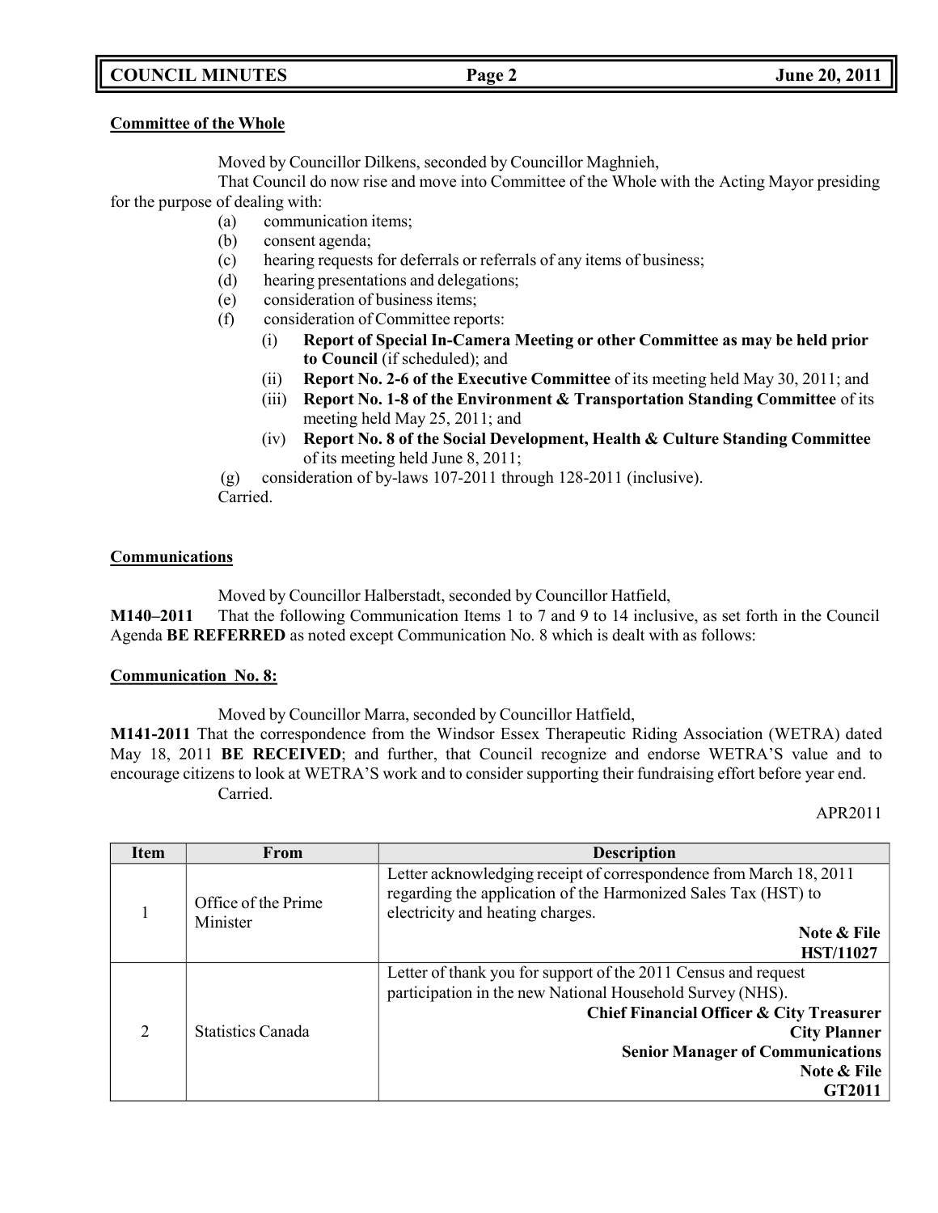**Committee of the Whole**

Moved by Councillor Dilkens, seconded by Councillor Maghnieh,

That Council do now rise and move into Committee of the Whole with the Acting Mayor presiding for the purpose of dealing with:

(a) communication items;
(b) consent agenda;
(c) hearing requests for deferrals or referrals of any items of business;
(d) hearing presentations and delegations;
(e) consideration of business items;
(f) consideration of Committee reports:
   (i) **Report of Special In-Camera Meeting or other Committee as may be held prior to Council** (if scheduled); and
   (ii) **Report No. 2-6 of the Executive Committee** of its meeting held May 30, 2011; and
   (iii) **Report No. 1-8 of the Environment & Transportation Standing Committee** of its meeting held May 25, 2011; and
   (iv) **Report No. 8 of the Social Development, Health & Culture Standing Committee** of its meeting held June 8, 2011;
(g) consideration of by-laws 107-2011 through 128-2011 (inclusive).

Carried.

**Communications**

Moved by Councillor Halberstadt, seconded by Councillor Hatfield,

**M140–2011** That the following Communication Items 1 to 7 and 9 to 14 inclusive, as set forth in the Council Agenda **BE REFERRED** as noted except Communication No. 8 which is dealt with as follows:

**Communication No. 8:**

Moved by Councillor Marra, seconded by Councillor Hatfield,

**M141-2011** That the correspondence from the Windsor Essex Therapeutic Riding Association (WETRA) dated May 18, 2011 **BE RECEIVED**; and further, that Council recognize and endorse WETRA'S value and to encourage citizens to look at WETRA'S work and to consider supporting their fundraising effort before year end.

Carried.

APR2011

| Item | From | Description |
|---|---|---|
| 1 | Office of the Prime Minister | Letter acknowledging receipt of correspondence from March 18, 2011 regarding the application of the Harmonized Sales Tax (HST) to electricity and heating charges. **Note & File** **HST/11027** |
| 2 | Statistics Canada | Letter of thank you for support of the 2011 Census and request participation in the new National Household Survey (NHS). **Chief Financial Officer & City Treasurer** **City Planner** **Senior Manager of Communications** **Note & File** **GT2011** |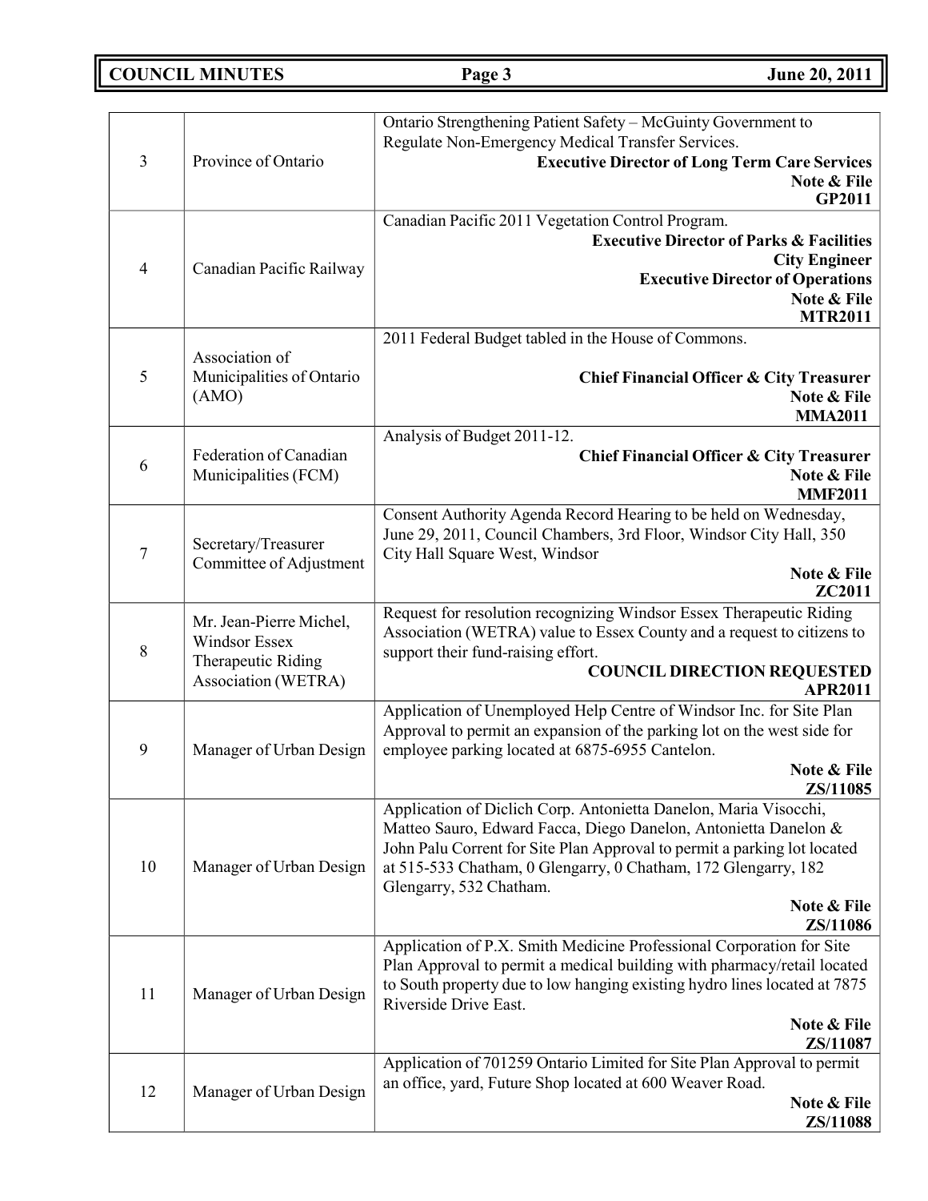| | | |
|---|---|---|
| 3 | Province of Ontario | Ontario Strengthening Patient Safety – McGuinty Government to Regulate Non-Emergency Medical Transfer Services. **Executive Director of Long Term Care Services** **Note & File** **GP2011** |
| 4 | Canadian Pacific Railway | Canadian Pacific 2011 Vegetation Control Program. **Executive Director of Parks & Facilities** **City Engineer** **Executive Director of Operations** **Note & File** **MTR2011** |
| 5 | Association of Municipalities of Ontario (AMO) | 2011 Federal Budget tabled in the House of Commons. **Chief Financial Officer & City Treasurer** **Note & File** **MMA2011** |
| 6 | Federation of Canadian Municipalities (FCM) | Analysis of Budget 2011-12. **Chief Financial Officer & City Treasurer** **Note & File** **MMF2011** |
| 7 | Secretary/Treasurer Committee of Adjustment | Consent Authority Agenda Record Hearing to be held on Wednesday, June 29, 2011, Council Chambers, 3rd Floor, Windsor City Hall, 350 City Hall Square West, Windsor **Note & File** **ZC2011** |
| 8 | Mr. Jean-Pierre Michel, Windsor Essex Therapeutic Riding Association (WETRA) | Request for resolution recognizing Windsor Essex Therapeutic Riding Association (WETRA) value to Essex County and a request to citizens to support their fund-raising effort. **COUNCIL DIRECTION REQUESTED** **APR2011** |
| 9 | Manager of Urban Design | Application of Unemployed Help Centre of Windsor Inc. for Site Plan Approval to permit an expansion of the parking lot on the west side for employee parking located at 6875-6955 Cantelon. **Note & File** **ZS/11085** |
| 10 | Manager of Urban Design | Application of Diclich Corp. Antonietta Danelon, Maria Visocchi, Matteo Sauro, Edward Facca, Diego Danelon, Antonietta Danelon & John Palu Corrent for Site Plan Approval to permit a parking lot located at 515-533 Chatham, 0 Glengarry, 0 Chatham, 172 Glengarry, 182 Glengarry, 532 Chatham. **Note & File** **ZS/11086** |
| 11 | Manager of Urban Design | Application of P.X. Smith Medicine Professional Corporation for Site Plan Approval to permit a medical building with pharmacy/retail located to South property due to low hanging existing hydro lines located at 7875 Riverside Drive East. **Note & File** **ZS/11087** |
| 12 | Manager of Urban Design | Application of 701259 Ontario Limited for Site Plan Approval to permit an office, yard, Future Shop located at 600 Weaver Road. **Note & File** **ZS/11088** |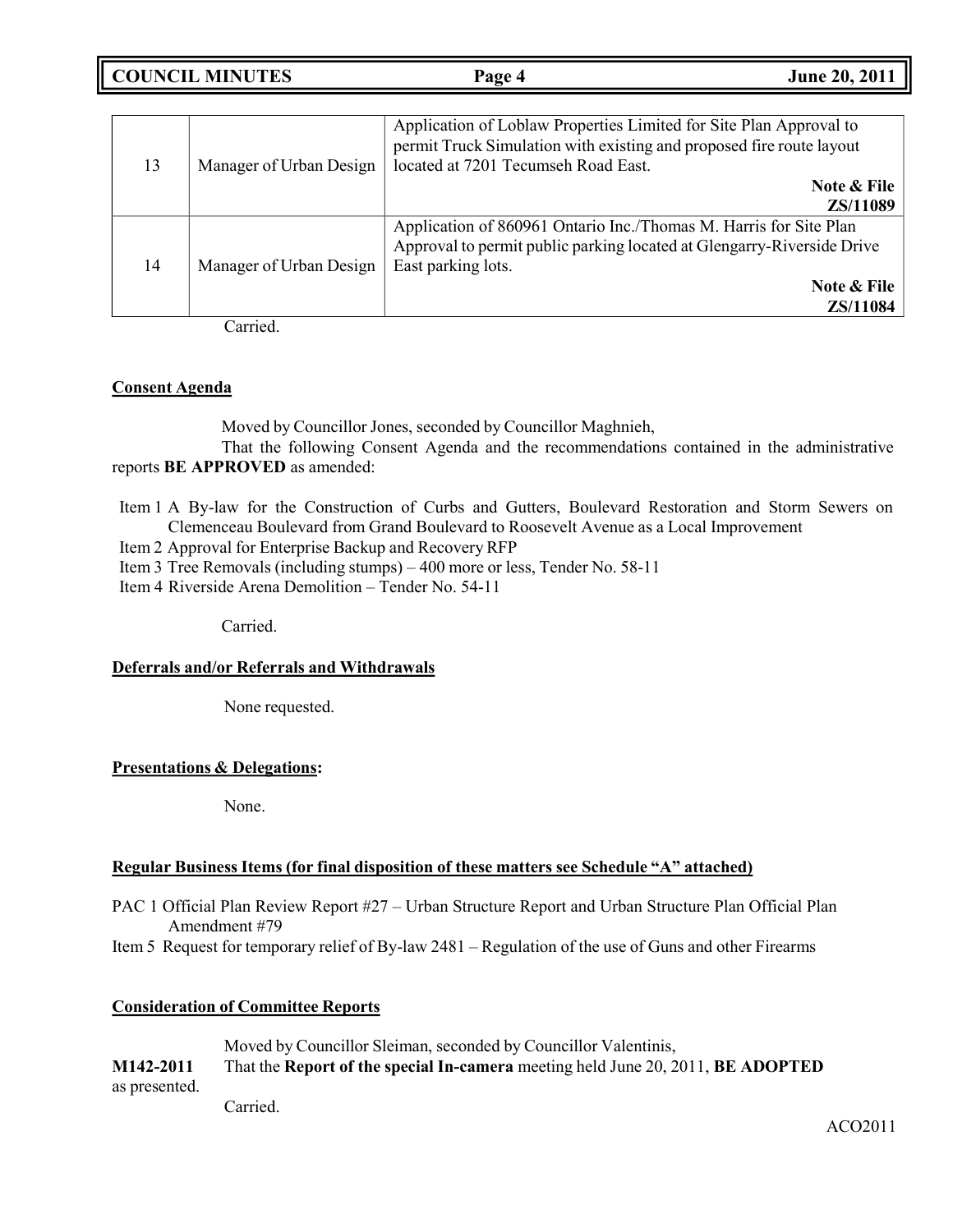| 13 | Manager of Urban Design | Application of Loblaw Properties Limited for Site Plan Approval to permit Truck Simulation with existing and proposed fire route layout located at 7201 Tecumseh Road East. **Note & File** **ZS/11089** |
|---|---|---|
| 14 | Manager of Urban Design | Application of 860961 Ontario Inc./Thomas M. Harris for Site Plan Approval to permit public parking located at Glengarry-Riverside Drive East parking lots. **Note & File** **ZS/11084** |

Carried.

**Consent Agenda**

Moved by Councillor Jones, seconded by Councillor Maghnieh,

That the following Consent Agenda and the recommendations contained in the administrative reports **BE APPROVED** as amended:

Item 1 A By-law for the Construction of Curbs and Gutters, Boulevard Restoration and Storm Sewers on Clemenceau Boulevard from Grand Boulevard to Roosevelt Avenue as a Local Improvement
Item 2 Approval for Enterprise Backup and Recovery RFP
Item 3 Tree Removals (including stumps) – 400 more or less, Tender No. 58-11
Item 4 Riverside Arena Demolition – Tender No. 54-11

Carried.

**Deferrals and/or Referrals and Withdrawals**

None requested.

**Presentations & Delegations:**

None.

**Regular Business Items (for final disposition of these matters see Schedule "A" attached)**

PAC 1 Official Plan Review Report #27 – Urban Structure Report and Urban Structure Plan Official Plan Amendment #79
Item 5 Request for temporary relief of By-law 2481 – Regulation of the use of Guns and other Firearms

**Consideration of Committee Reports**

Moved by Councillor Sleiman, seconded by Councillor Valentinis,

**M142-2011** That the **Report of the special In-camera** meeting held June 20, 2011, **BE ADOPTED** as presented.

Carried.

ACO2011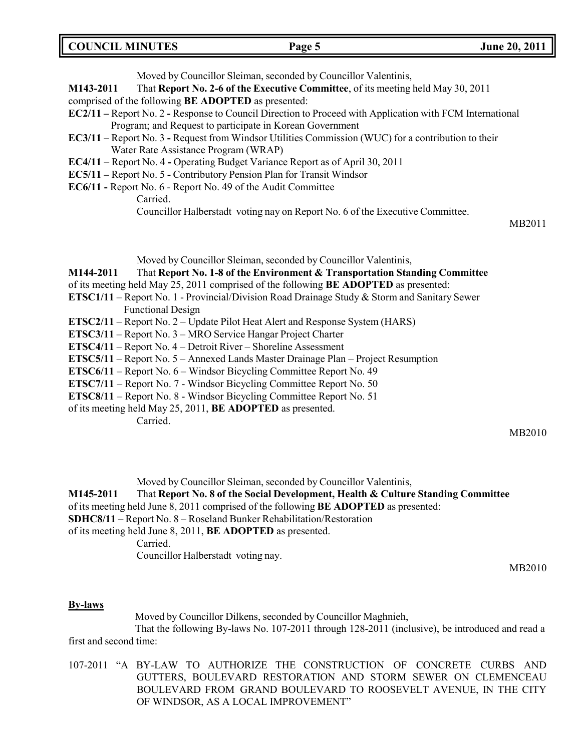Moved by Councillor Sleiman, seconded by Councillor Valentinis,

**M143-2011** That **Report No. 2-6 of the Executive Committee**, of its meeting held May 30, 2011 comprised of the following **BE ADOPTED** as presented:

**EC2/11 –** Report No. 2 **-** Response to Council Direction to Proceed with Application with FCM International Program; and Request to participate in Korean Government

**EC3/11 –** Report No. 3 **-** Request from Windsor Utilities Commission (WUC) for a contribution to their Water Rate Assistance Program (WRAP)

**EC4/11 –** Report No. 4 **-** Operating Budget Variance Report as of April 30, 2011

**EC5/11 –** Report No. 5 **-** Contributory Pension Plan for Transit Windsor

**EC6/11 -** Report No. 6 - Report No. 49 of the Audit Committee

Carried.

Councillor Halberstadt voting nay on Report No. 6 of the Executive Committee.

MB2011

Moved by Councillor Sleiman, seconded by Councillor Valentinis,

**M144-2011** That **Report No. 1-8 of the Environment & Transportation Standing Committee** of its meeting held May 25, 2011 comprised of the following **BE ADOPTED** as presented:

**ETSC1/11** – Report No. 1 - Provincial/Division Road Drainage Study & Storm and Sanitary Sewer Functional Design

**ETSC2/11** – Report No. 2 – Update Pilot Heat Alert and Response System (HARS)

**ETSC3/11** – Report No. 3 – MRO Service Hangar Project Charter

**ETSC4/11** – Report No. 4 – Detroit River – Shoreline Assessment

**ETSC5/11** – Report No. 5 – Annexed Lands Master Drainage Plan – Project Resumption

**ETSC6/11** – Report No. 6 – Windsor Bicycling Committee Report No. 49

**ETSC7/11** – Report No. 7 - Windsor Bicycling Committee Report No. 50

**ETSC8/11** – Report No. 8 - Windsor Bicycling Committee Report No. 51

of its meeting held May 25, 2011, **BE ADOPTED** as presented.

Carried.

MB2010

Moved by Councillor Sleiman, seconded by Councillor Valentinis,

**M145-2011** That **Report No. 8 of the Social Development, Health & Culture Standing Committee** of its meeting held June 8, 2011 comprised of the following **BE ADOPTED** as presented:

**SDHC8/11 –** Report No. 8 – Roseland Bunker Rehabilitation/Restoration

of its meeting held June 8, 2011, **BE ADOPTED** as presented.

Carried.

Councillor Halberstadt voting nay.

MB2010

**By-laws**

Moved by Councillor Dilkens, seconded by Councillor Maghnieh,

That the following By-laws No. 107-2011 through 128-2011 (inclusive), be introduced and read a first and second time:

107-2011 "A BY-LAW TO AUTHORIZE THE CONSTRUCTION OF CONCRETE CURBS AND GUTTERS, BOULEVARD RESTORATION AND STORM SEWER ON CLEMENCEAU BOULEVARD FROM GRAND BOULEVARD TO ROOSEVELT AVENUE, IN THE CITY OF WINDSOR, AS A LOCAL IMPROVEMENT"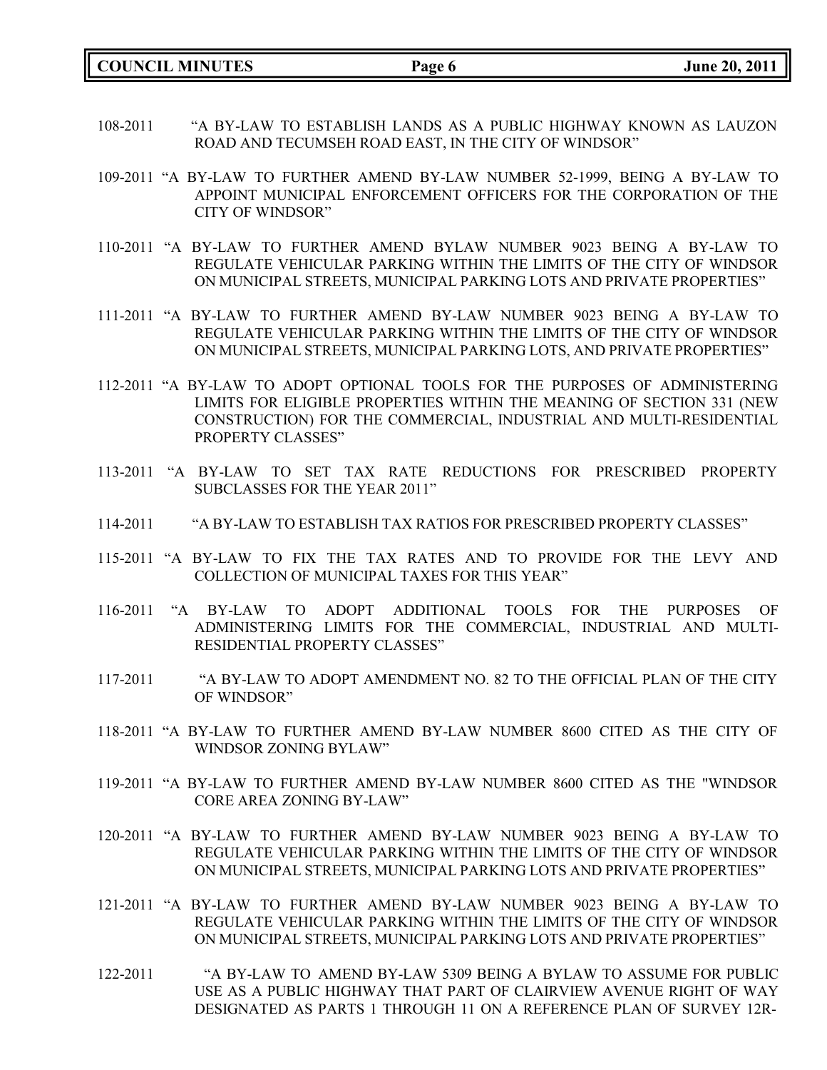108-2011 "A BY-LAW TO ESTABLISH LANDS AS A PUBLIC HIGHWAY KNOWN AS LAUZON ROAD AND TECUMSEH ROAD EAST, IN THE CITY OF WINDSOR"

109-2011 "A BY-LAW TO FURTHER AMEND BY-LAW NUMBER 52-1999, BEING A BY-LAW TO APPOINT MUNICIPAL ENFORCEMENT OFFICERS FOR THE CORPORATION OF THE CITY OF WINDSOR"

110-2011 "A BY-LAW TO FURTHER AMEND BYLAW NUMBER 9023 BEING A BY-LAW TO REGULATE VEHICULAR PARKING WITHIN THE LIMITS OF THE CITY OF WINDSOR ON MUNICIPAL STREETS, MUNICIPAL PARKING LOTS AND PRIVATE PROPERTIES"

111-2011 "A BY-LAW TO FURTHER AMEND BY-LAW NUMBER 9023 BEING A BY-LAW TO REGULATE VEHICULAR PARKING WITHIN THE LIMITS OF THE CITY OF WINDSOR ON MUNICIPAL STREETS, MUNICIPAL PARKING LOTS, AND PRIVATE PROPERTIES"

112-2011 "A BY-LAW TO ADOPT OPTIONAL TOOLS FOR THE PURPOSES OF ADMINISTERING LIMITS FOR ELIGIBLE PROPERTIES WITHIN THE MEANING OF SECTION 331 (NEW CONSTRUCTION) FOR THE COMMERCIAL, INDUSTRIAL AND MULTI-RESIDENTIAL PROPERTY CLASSES"

113-2011 "A BY-LAW TO SET TAX RATE REDUCTIONS FOR PRESCRIBED PROPERTY SUBCLASSES FOR THE YEAR 2011"

114-2011 "A BY-LAW TO ESTABLISH TAX RATIOS FOR PRESCRIBED PROPERTY CLASSES"

115-2011 "A BY-LAW TO FIX THE TAX RATES AND TO PROVIDE FOR THE LEVY AND COLLECTION OF MUNICIPAL TAXES FOR THIS YEAR"

116-2011 "A BY-LAW TO ADOPT ADDITIONAL TOOLS FOR THE PURPOSES OF ADMINISTERING LIMITS FOR THE COMMERCIAL, INDUSTRIAL AND MULTI-RESIDENTIAL PROPERTY CLASSES"

117-2011 "A BY-LAW TO ADOPT AMENDMENT NO. 82 TO THE OFFICIAL PLAN OF THE CITY OF WINDSOR"

118-2011 "A BY-LAW TO FURTHER AMEND BY-LAW NUMBER 8600 CITED AS THE CITY OF WINDSOR ZONING BYLAW"

119-2011 "A BY-LAW TO FURTHER AMEND BY-LAW NUMBER 8600 CITED AS THE "WINDSOR CORE AREA ZONING BY-LAW"

120-2011 "A BY-LAW TO FURTHER AMEND BY-LAW NUMBER 9023 BEING A BY-LAW TO REGULATE VEHICULAR PARKING WITHIN THE LIMITS OF THE CITY OF WINDSOR ON MUNICIPAL STREETS, MUNICIPAL PARKING LOTS AND PRIVATE PROPERTIES"

121-2011 "A BY-LAW TO FURTHER AMEND BY-LAW NUMBER 9023 BEING A BY-LAW TO REGULATE VEHICULAR PARKING WITHIN THE LIMITS OF THE CITY OF WINDSOR ON MUNICIPAL STREETS, MUNICIPAL PARKING LOTS AND PRIVATE PROPERTIES"

122-2011 "A BY-LAW TO AMEND BY-LAW 5309 BEING A BYLAW TO ASSUME FOR PUBLIC USE AS A PUBLIC HIGHWAY THAT PART OF CLAIRVIEW AVENUE RIGHT OF WAY DESIGNATED AS PARTS 1 THROUGH 11 ON A REFERENCE PLAN OF SURVEY 12R-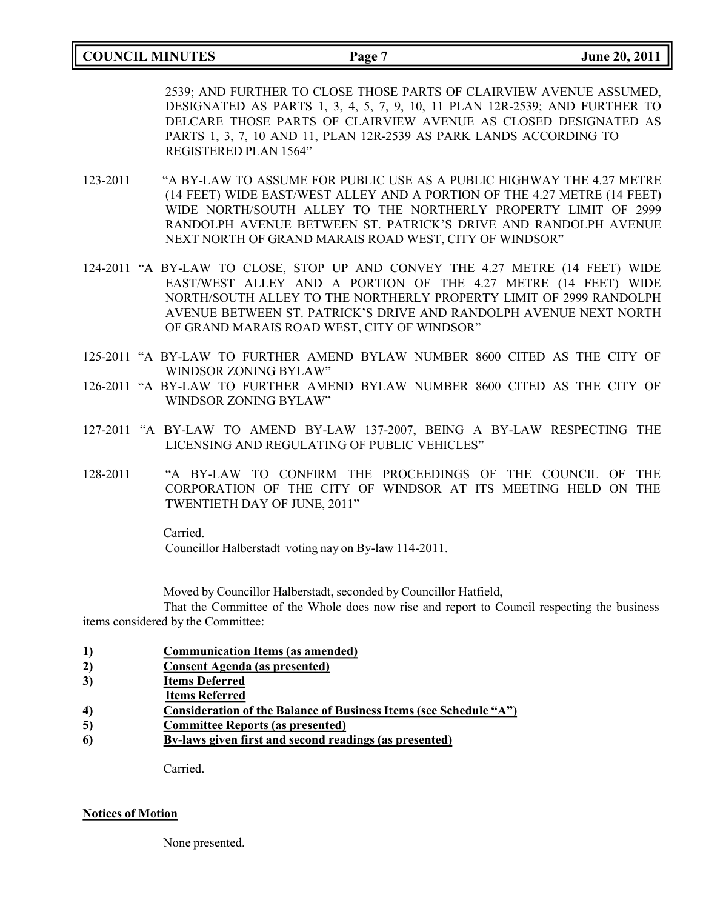2539; AND FURTHER TO CLOSE THOSE PARTS OF CLAIRVIEW AVENUE ASSUMED, DESIGNATED AS PARTS 1, 3, 4, 5, 7, 9, 10, 11 PLAN 12R-2539; AND FURTHER TO DELCARE THOSE PARTS OF CLAIRVIEW AVENUE AS CLOSED DESIGNATED AS PARTS 1, 3, 7, 10 AND 11, PLAN 12R-2539 AS PARK LANDS ACCORDING TO REGISTERED PLAN 1564"

123-2011 "A BY-LAW TO ASSUME FOR PUBLIC USE AS A PUBLIC HIGHWAY THE 4.27 METRE (14 FEET) WIDE EAST/WEST ALLEY AND A PORTION OF THE 4.27 METRE (14 FEET) WIDE NORTH/SOUTH ALLEY TO THE NORTHERLY PROPERTY LIMIT OF 2999 RANDOLPH AVENUE BETWEEN ST. PATRICK'S DRIVE AND RANDOLPH AVENUE NEXT NORTH OF GRAND MARAIS ROAD WEST, CITY OF WINDSOR"

124-2011 "A BY-LAW TO CLOSE, STOP UP AND CONVEY THE 4.27 METRE (14 FEET) WIDE EAST/WEST ALLEY AND A PORTION OF THE 4.27 METRE (14 FEET) WIDE NORTH/SOUTH ALLEY TO THE NORTHERLY PROPERTY LIMIT OF 2999 RANDOLPH AVENUE BETWEEN ST. PATRICK'S DRIVE AND RANDOLPH AVENUE NEXT NORTH OF GRAND MARAIS ROAD WEST, CITY OF WINDSOR"

125-2011 "A BY-LAW TO FURTHER AMEND BYLAW NUMBER 8600 CITED AS THE CITY OF WINDSOR ZONING BYLAW"

126-2011 "A BY-LAW TO FURTHER AMEND BYLAW NUMBER 8600 CITED AS THE CITY OF WINDSOR ZONING BYLAW"

127-2011 "A BY-LAW TO AMEND BY-LAW 137-2007, BEING A BY-LAW RESPECTING THE LICENSING AND REGULATING OF PUBLIC VEHICLES"

128-2011 "A BY-LAW TO CONFIRM THE PROCEEDINGS OF THE COUNCIL OF THE CORPORATION OF THE CITY OF WINDSOR AT ITS MEETING HELD ON THE TWENTIETH DAY OF JUNE, 2011"

Carried.
Councillor Halberstadt voting nay on By-law 114-2011.

Moved by Councillor Halberstadt, seconded by Councillor Hatfield,

That the Committee of the Whole does now rise and report to Council respecting the business items considered by the Committee:

1) **Communication Items (as amended)**
2) **Consent Agenda (as presented)**
3) **Items Deferred**
   **Items Referred**
4) **Consideration of the Balance of Business Items (see Schedule "A")**
5) **Committee Reports (as presented)**
6) **By-laws given first and second readings (as presented)**

Carried.

**Notices of Motion**

None presented.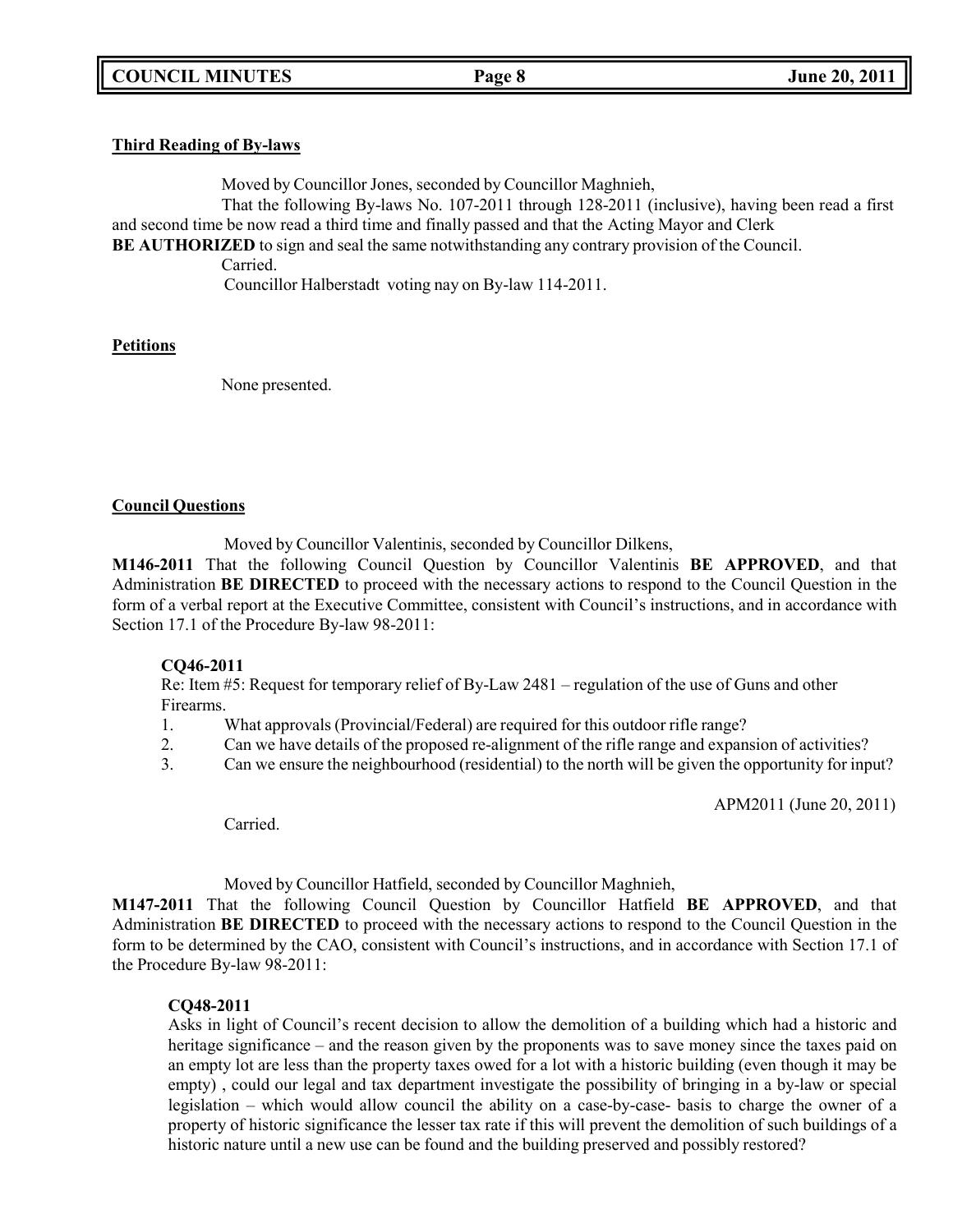**Third Reading of By-laws**

Moved by Councillor Jones, seconded by Councillor Maghnieh,

That the following By-laws No. 107-2011 through 128-2011 (inclusive), having been read a first and second time be now read a third time and finally passed and that the Acting Mayor and Clerk **BE AUTHORIZED** to sign and seal the same notwithstanding any contrary provision of the Council.

Carried.

Councillor Halberstadt voting nay on By-law 114-2011.

**Petitions**

None presented.

**Council Questions**

Moved by Councillor Valentinis, seconded by Councillor Dilkens,

**M146-2011** That the following Council Question by Councillor Valentinis **BE APPROVED**, and that Administration **BE DIRECTED** to proceed with the necessary actions to respond to the Council Question in the form of a verbal report at the Executive Committee, consistent with Council's instructions, and in accordance with Section 17.1 of the Procedure By-law 98-2011:

**CQ46-2011**

Re: Item #5: Request for temporary relief of By-Law 2481 – regulation of the use of Guns and other Firearms.

1. What approvals (Provincial/Federal) are required for this outdoor rifle range?
2. Can we have details of the proposed re-alignment of the rifle range and expansion of activities?
3. Can we ensure the neighbourhood (residential) to the north will be given the opportunity for input?

APM2011 (June 20, 2011)

Carried.

Moved by Councillor Hatfield, seconded by Councillor Maghnieh,

**M147-2011** That the following Council Question by Councillor Hatfield **BE APPROVED**, and that Administration **BE DIRECTED** to proceed with the necessary actions to respond to the Council Question in the form to be determined by the CAO, consistent with Council's instructions, and in accordance with Section 17.1 of the Procedure By-law 98-2011:

**CQ48-2011**

Asks in light of Council's recent decision to allow the demolition of a building which had a historic and heritage significance – and the reason given by the proponents was to save money since the taxes paid on an empty lot are less than the property taxes owed for a lot with a historic building (even though it may be empty) , could our legal and tax department investigate the possibility of bringing in a by-law or special legislation – which would allow council the ability on a case-by-case- basis to charge the owner of a property of historic significance the lesser tax rate if this will prevent the demolition of such buildings of a historic nature until a new use can be found and the building preserved and possibly restored?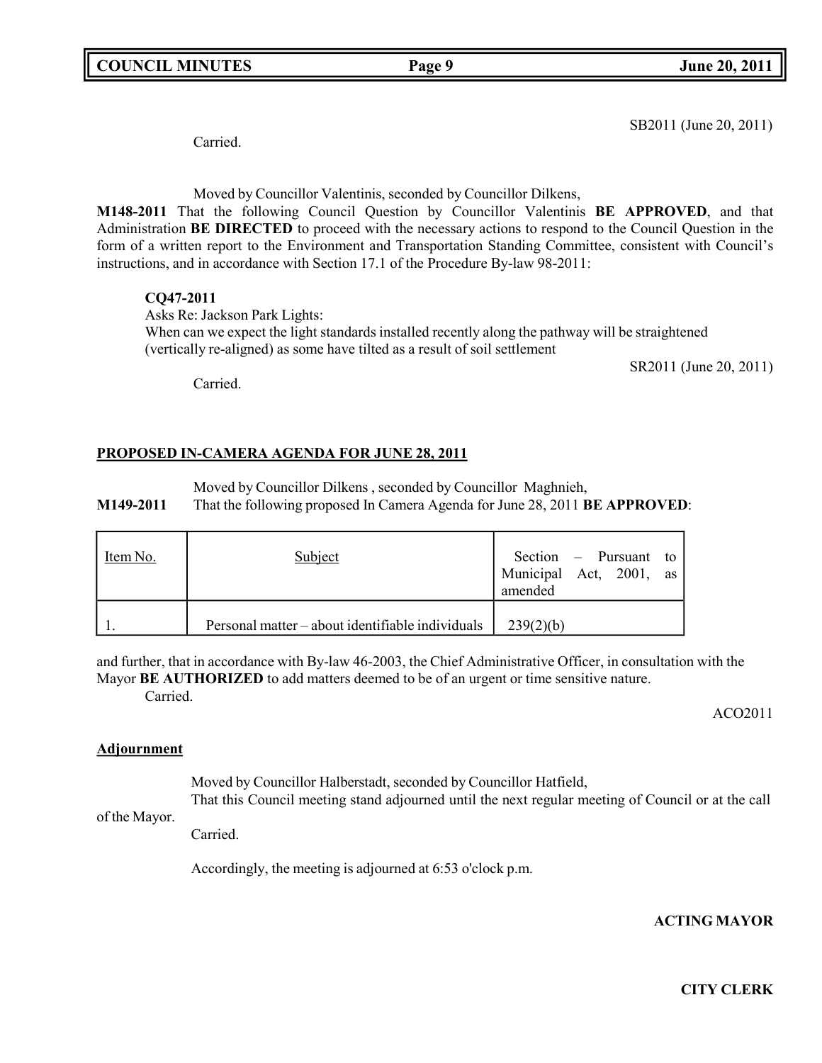SB2011 (June 20, 2011)

Carried.

Moved by Councillor Valentinis, seconded by Councillor Dilkens,

**M148-2011** That the following Council Question by Councillor Valentinis **BE APPROVED**, and that Administration **BE DIRECTED** to proceed with the necessary actions to respond to the Council Question in the form of a written report to the Environment and Transportation Standing Committee, consistent with Council's instructions, and in accordance with Section 17.1 of the Procedure By-law 98-2011:

**CQ47-2011**
Asks Re: Jackson Park Lights:
When can we expect the light standards installed recently along the pathway will be straightened (vertically re-aligned) as some have tilted as a result of soil settlement

SR2011 (June 20, 2011)

Carried.

## PROPOSED IN-CAMERA AGENDA FOR JUNE 28, 2011

Moved by Councillor Dilkens , seconded by Councillor Maghnieh,

**M149-2011** That the following proposed In Camera Agenda for June 28, 2011 **BE APPROVED**:

| Item No. | Subject | Section – Pursuant to Municipal Act, 2001, as amended |
|---|---|---|
| 1. | Personal matter – about identifiable individuals | 239(2)(b) |

and further, that in accordance with By-law 46-2003, the Chief Administrative Officer, in consultation with the Mayor **BE AUTHORIZED** to add matters deemed to be of an urgent or time sensitive nature.

Carried.

ACO2011

## Adjournment

Moved by Councillor Halberstadt, seconded by Councillor Hatfield,

That this Council meeting stand adjourned until the next regular meeting of Council or at the call of the Mayor.

Carried.

Accordingly, the meeting is adjourned at 6:53 o'clock p.m.

**ACTING MAYOR**

**CITY CLERK**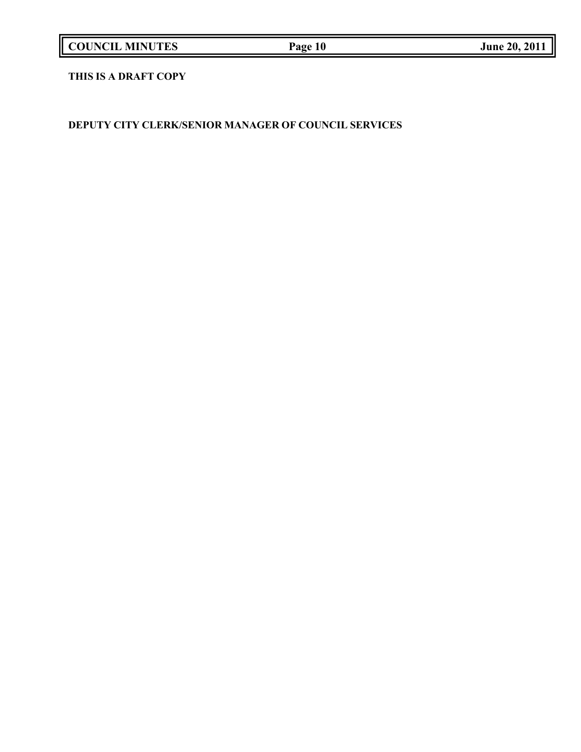**THIS IS A DRAFT COPY**

**DEPUTY CITY CLERK/SENIOR MANAGER OF COUNCIL SERVICES**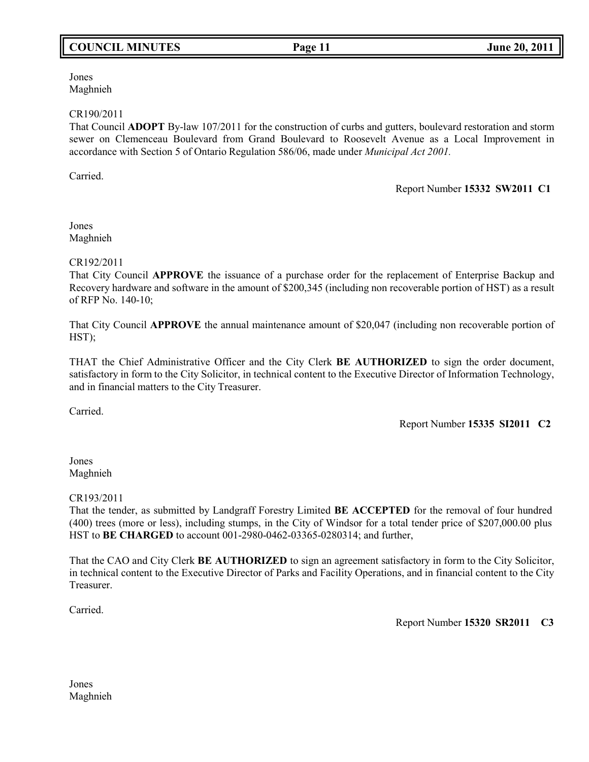Jones
Maghnieh

CR190/2011
That Council **ADOPT** By-law 107/2011 for the construction of curbs and gutters, boulevard restoration and storm sewer on Clemenceau Boulevard from Grand Boulevard to Roosevelt Avenue as a Local Improvement in accordance with Section 5 of Ontario Regulation 586/06, made under *Municipal Act 2001.*

Carried.

Report Number **15332 SW2011 C1**

Jones
Maghnieh

CR192/2011
That City Council **APPROVE** the issuance of a purchase order for the replacement of Enterprise Backup and Recovery hardware and software in the amount of $200,345 (including non recoverable portion of HST) as a result of RFP No. 140-10;

That City Council **APPROVE** the annual maintenance amount of $20,047 (including non recoverable portion of HST);

THAT the Chief Administrative Officer and the City Clerk **BE AUTHORIZED** to sign the order document, satisfactory in form to the City Solicitor, in technical content to the Executive Director of Information Technology, and in financial matters to the City Treasurer.

Carried.

Report Number **15335 SI2011 C2**

Jones
Maghnieh

CR193/2011
That the tender, as submitted by Landgraff Forestry Limited **BE ACCEPTED** for the removal of four hundred (400) trees (more or less), including stumps, in the City of Windsor for a total tender price of $207,000.00 plus HST to **BE CHARGED** to account 001-2980-0462-03365-0280314; and further,

That the CAO and City Clerk **BE AUTHORIZED** to sign an agreement satisfactory in form to the City Solicitor, in technical content to the Executive Director of Parks and Facility Operations, and in financial content to the City Treasurer.

Carried.

Report Number **15320 SR2011 C3**

Jones
Maghnieh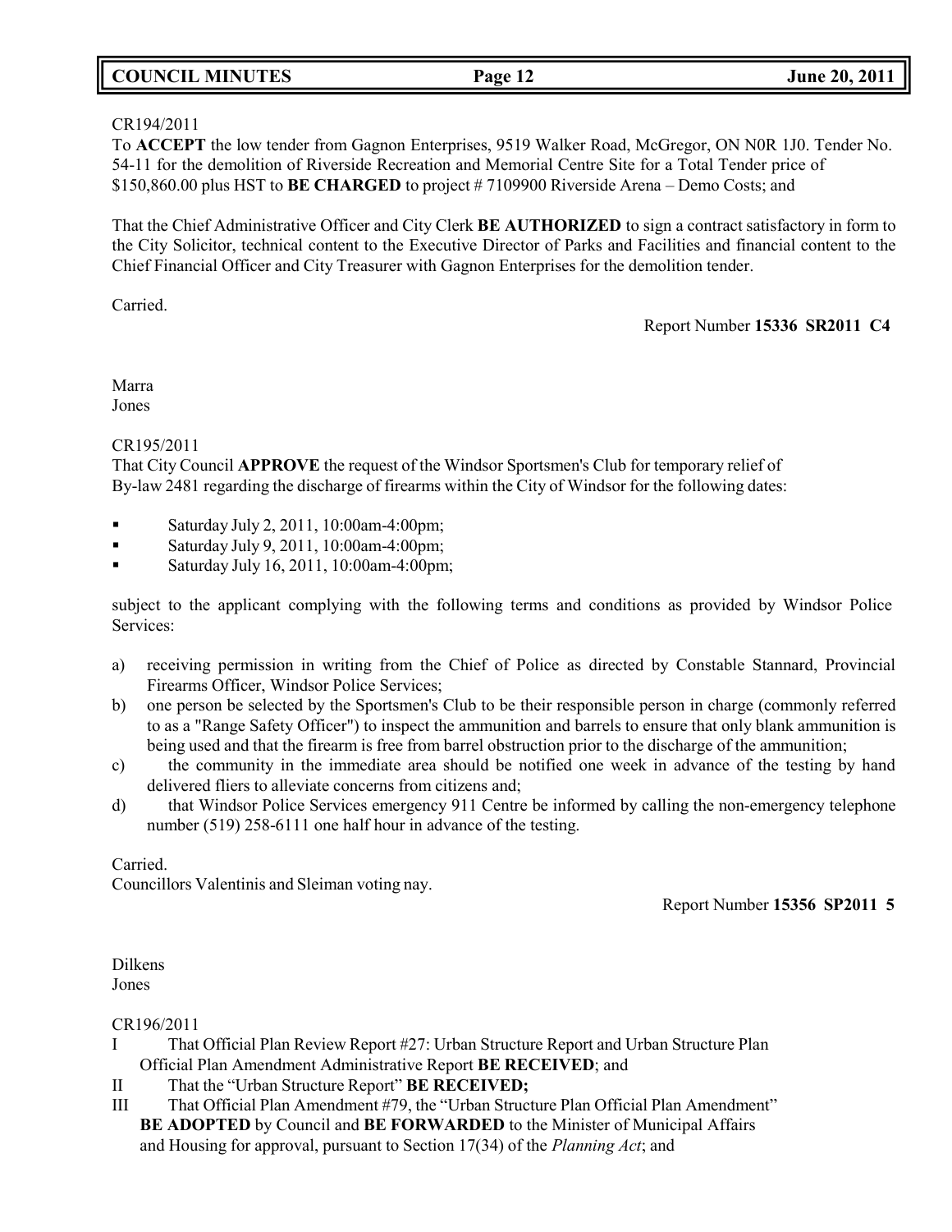CR194/2011
To **ACCEPT** the low tender from Gagnon Enterprises, 9519 Walker Road, McGregor, ON N0R 1J0. Tender No. 54-11 for the demolition of Riverside Recreation and Memorial Centre Site for a Total Tender price of $150,860.00 plus HST to **BE CHARGED** to project # 7109900 Riverside Arena – Demo Costs; and

That the Chief Administrative Officer and City Clerk **BE AUTHORIZED** to sign a contract satisfactory in form to the City Solicitor, technical content to the Executive Director of Parks and Facilities and financial content to the Chief Financial Officer and City Treasurer with Gagnon Enterprises for the demolition tender.

Carried.

Report Number **15336 SR2011 C4**

Marra
Jones

CR195/2011
That City Council **APPROVE** the request of the Windsor Sportsmen's Club for temporary relief of By-law 2481 regarding the discharge of firearms within the City of Windsor for the following dates:

- Saturday July 2, 2011, 10:00am-4:00pm;
- Saturday July 9, 2011, 10:00am-4:00pm;
- Saturday July 16, 2011, 10:00am-4:00pm;

subject to the applicant complying with the following terms and conditions as provided by Windsor Police Services:

a) receiving permission in writing from the Chief of Police as directed by Constable Stannard, Provincial Firearms Officer, Windsor Police Services;
b) one person be selected by the Sportsmen's Club to be their responsible person in charge (commonly referred to as a "Range Safety Officer") to inspect the ammunition and barrels to ensure that only blank ammunition is being used and that the firearm is free from barrel obstruction prior to the discharge of the ammunition;
c) the community in the immediate area should be notified one week in advance of the testing by hand delivered fliers to alleviate concerns from citizens and;
d) that Windsor Police Services emergency 911 Centre be informed by calling the non-emergency telephone number (519) 258-6111 one half hour in advance of the testing.

Carried.
Councillors Valentinis and Sleiman voting nay.

Report Number **15356 SP2011 5**

Dilkens
Jones

CR196/2011
I That Official Plan Review Report #27: Urban Structure Report and Urban Structure Plan Official Plan Amendment Administrative Report **BE RECEIVED**; and
II That the "Urban Structure Report" **BE RECEIVED;**
III That Official Plan Amendment #79, the "Urban Structure Plan Official Plan Amendment" **BE ADOPTED** by Council and **BE FORWARDED** to the Minister of Municipal Affairs and Housing for approval, pursuant to Section 17(34) of the *Planning Act*; and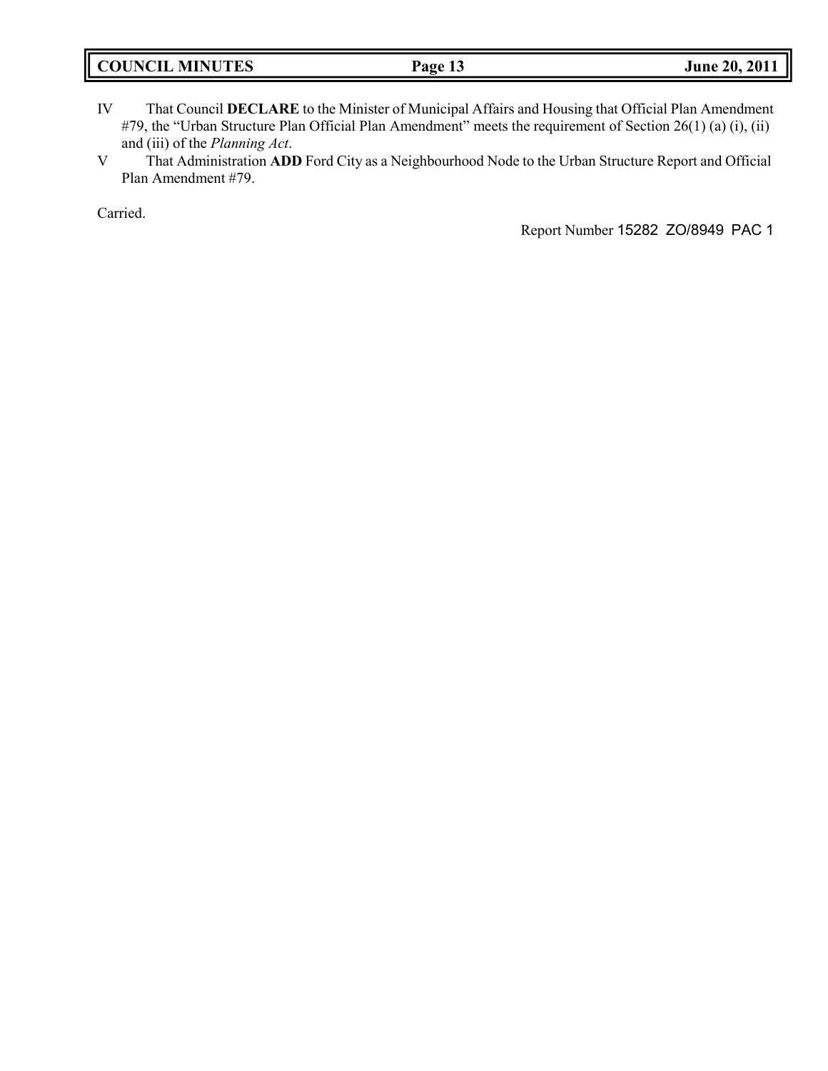IV That Council **DECLARE** to the Minister of Municipal Affairs and Housing that Official Plan Amendment #79, the "Urban Structure Plan Official Plan Amendment" meets the requirement of Section 26(1) (a) (i), (ii) and (iii) of the *Planning Act*.

V That Administration **ADD** Ford City as a Neighbourhood Node to the Urban Structure Report and Official Plan Amendment #79.

Carried.

Report Number 15282 ZO/8949 PAC 1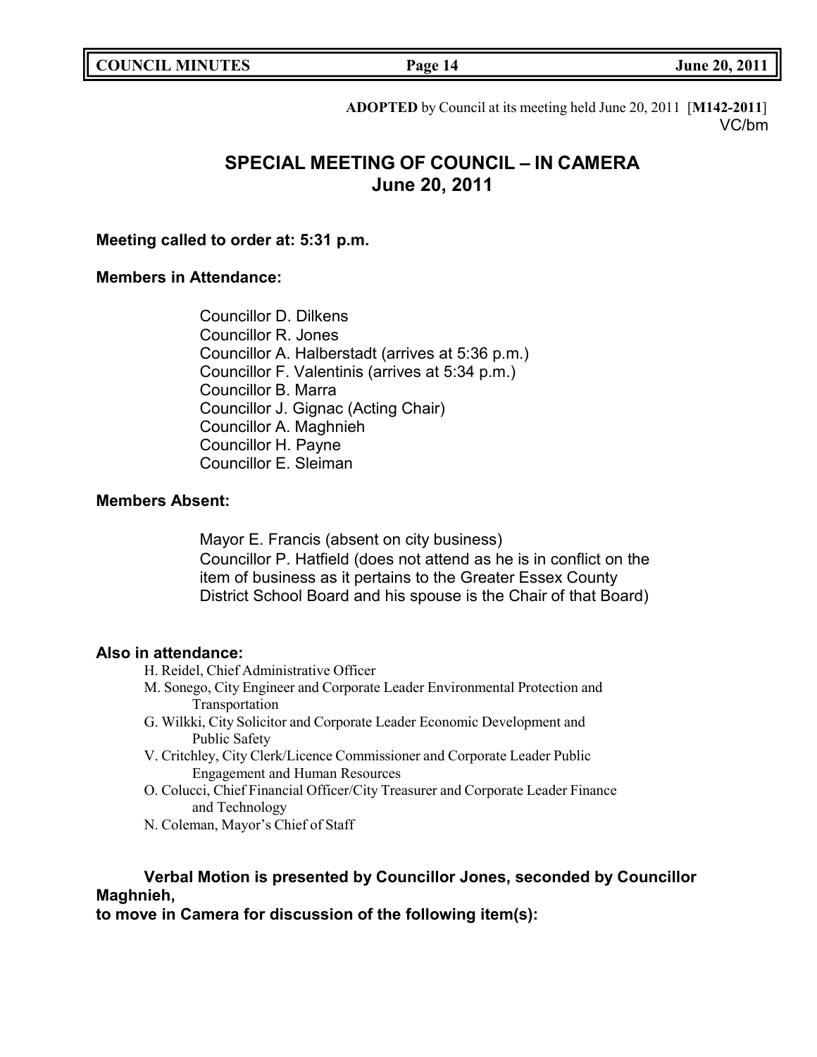**ADOPTED** by Council at its meeting held June 20, 2011 [**M142-2011**]
VC/bm

## SPECIAL MEETING OF COUNCIL – IN CAMERA
## June 20, 2011

**Meeting called to order at: 5:31 p.m.**

**Members in Attendance:**

Councillor D. Dilkens
Councillor R. Jones
Councillor A. Halberstadt (arrives at 5:36 p.m.)
Councillor F. Valentinis (arrives at 5:34 p.m.)
Councillor B. Marra
Councillor J. Gignac (Acting Chair)
Councillor A. Maghnieh
Councillor H. Payne
Councillor E. Sleiman

**Members Absent:**

Mayor E. Francis (absent on city business)
Councillor P. Hatfield (does not attend as he is in conflict on the item of business as it pertains to the Greater Essex County District School Board and his spouse is the Chair of that Board)

**Also in attendance:**

H. Reidel, Chief Administrative Officer
M. Sonego, City Engineer and Corporate Leader Environmental Protection and Transportation
G. Wilkki, City Solicitor and Corporate Leader Economic Development and Public Safety
V. Critchley, City Clerk/Licence Commissioner and Corporate Leader Public Engagement and Human Resources
O. Colucci, Chief Financial Officer/City Treasurer and Corporate Leader Finance and Technology
N. Coleman, Mayor's Chief of Staff

**Verbal Motion is presented by Councillor Jones, seconded by Councillor Maghnieh,**
**to move in Camera for discussion of the following item(s):**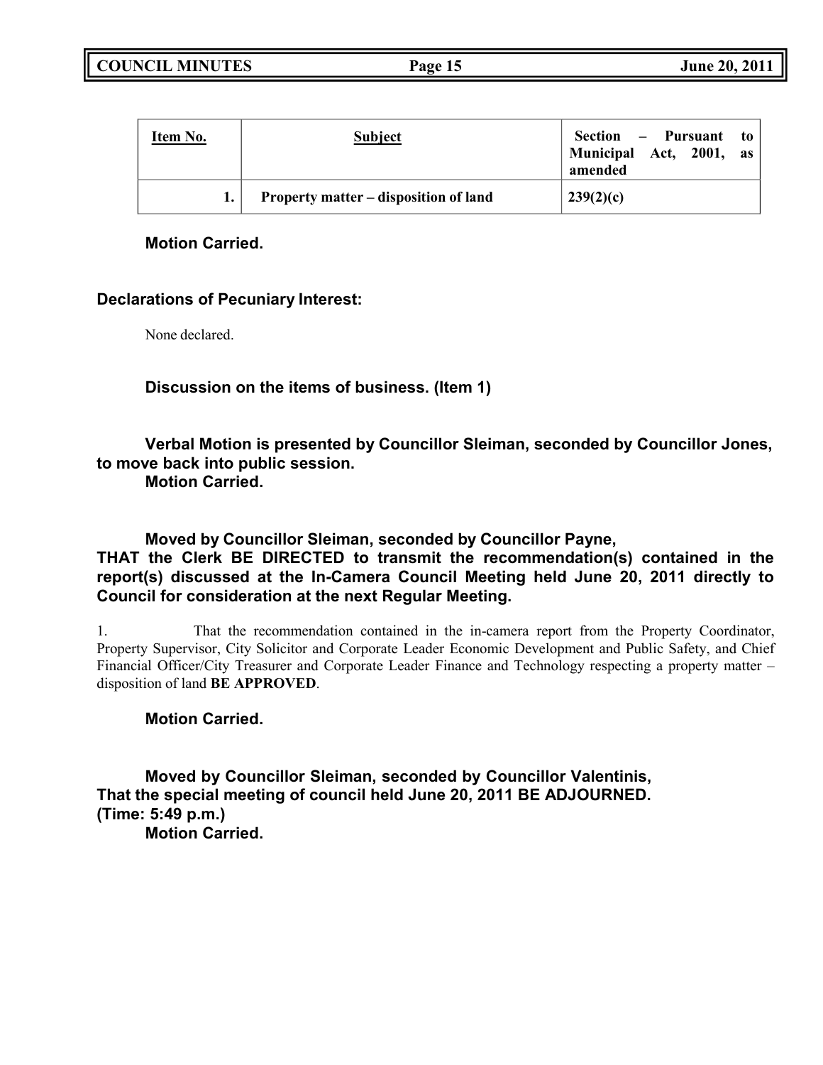| **Item No.** | **Subject** | **Section – Pursuant to Municipal Act, 2001, as amended** |
|---|---|---|
| **1.** | **Property matter – disposition of land** | **239(2)(c)** |

**Motion Carried.**

**Declarations of Pecuniary Interest:**

None declared.

**Discussion on the items of business. (Item 1)**

**Verbal Motion is presented by Councillor Sleiman, seconded by Councillor Jones, to move back into public session.**
**Motion Carried.**

**Moved by Councillor Sleiman, seconded by Councillor Payne,**
**THAT the Clerk BE DIRECTED to transmit the recommendation(s) contained in the report(s) discussed at the In-Camera Council Meeting held June 20, 2011 directly to Council for consideration at the next Regular Meeting.**

1. That the recommendation contained in the in-camera report from the Property Coordinator, Property Supervisor, City Solicitor and Corporate Leader Economic Development and Public Safety, and Chief Financial Officer/City Treasurer and Corporate Leader Finance and Technology respecting a property matter – disposition of land **BE APPROVED**.

**Motion Carried.**

**Moved by Councillor Sleiman, seconded by Councillor Valentinis,**
**That the special meeting of council held June 20, 2011 BE ADJOURNED.**
**(Time: 5:49 p.m.)**
**Motion Carried.**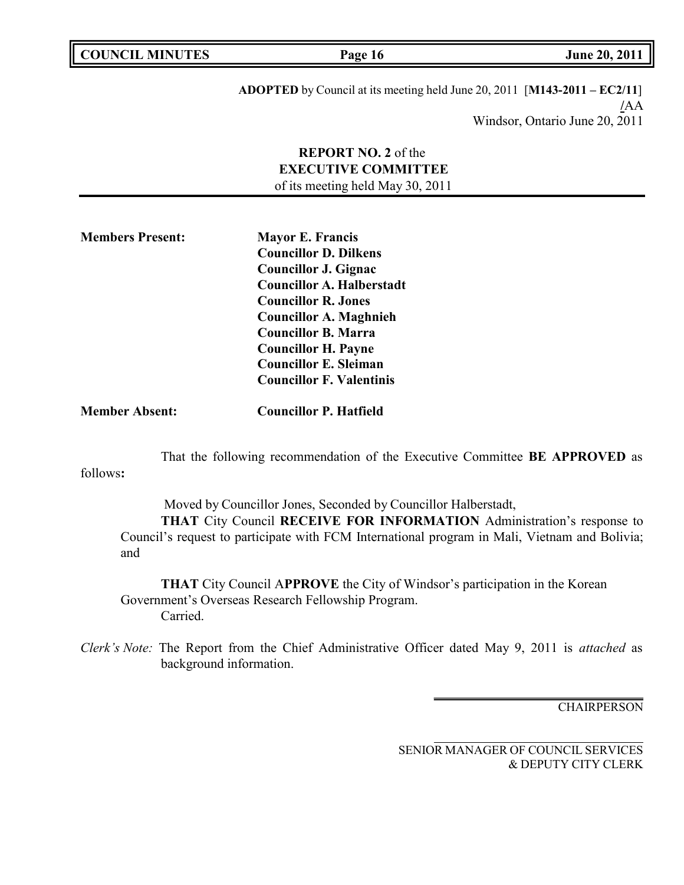**ADOPTED** by Council at its meeting held June 20, 2011 [**M143-2011 – EC2/11**]
**/**AA
Windsor, Ontario June 20, 2011

**REPORT NO. 2** of the
**EXECUTIVE COMMITTEE**
of its meeting held May 30, 2011

| | |
|---|---|
| **Members Present:** | **Mayor E. Francis** |
| | **Councillor D. Dilkens** |
| | **Councillor J. Gignac** |
| | **Councillor A. Halberstadt** |
| | **Councillor R. Jones** |
| | **Councillor A. Maghnieh** |
| | **Councillor B. Marra** |
| | **Councillor H. Payne** |
| | **Councillor E. Sleiman** |
| | **Councillor F. Valentinis** |
| **Member Absent:** | **Councillor P. Hatfield** |

That the following recommendation of the Executive Committee **BE APPROVED** as follows**:**

Moved by Councillor Jones, Seconded by Councillor Halberstadt,

**THAT** City Council **RECEIVE FOR INFORMATION** Administration's response to Council's request to participate with FCM International program in Mali, Vietnam and Bolivia; and

**THAT** City Council A**PPROVE** the City of Windsor's participation in the Korean Government's Overseas Research Fellowship Program.
Carried.

*Clerk's Note:* The Report from the Chief Administrative Officer dated May 9, 2011 is *attached* as background information.

CHAIRPERSON

SENIOR MANAGER OF COUNCIL SERVICES
& DEPUTY CITY CLERK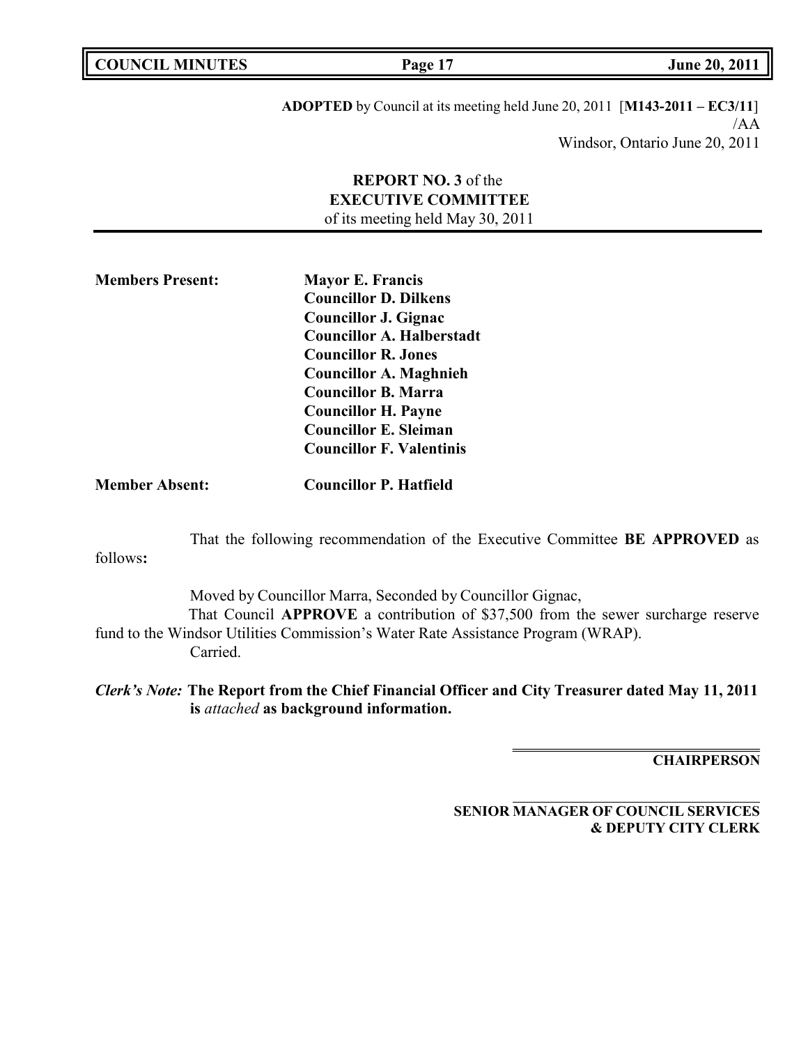**ADOPTED** by Council at its meeting held June 20, 2011 [**M143-2011 – EC3/11**]
/AA
Windsor, Ontario June 20, 2011

**REPORT NO. 3** of the
**EXECUTIVE COMMITTEE**
of its meeting held May 30, 2011

| | |
|---|---|
| **Members Present:** | **Mayor E. Francis** |
| | **Councillor D. Dilkens** |
| | **Councillor J. Gignac** |
| | **Councillor A. Halberstadt** |
| | **Councillor R. Jones** |
| | **Councillor A. Maghnieh** |
| | **Councillor B. Marra** |
| | **Councillor H. Payne** |
| | **Councillor E. Sleiman** |
| | **Councillor F. Valentinis** |
| **Member Absent:** | **Councillor P. Hatfield** |

That the following recommendation of the Executive Committee **BE APPROVED** as follows**:**

Moved by Councillor Marra, Seconded by Councillor Gignac,

That Council **APPROVE** a contribution of $37,500 from the sewer surcharge reserve fund to the Windsor Utilities Commission's Water Rate Assistance Program (WRAP).

Carried.

***Clerk's Note:*** **The Report from the Chief Financial Officer and City Treasurer dated May 11, 2011 is *attached* as background information.**

**CHAIRPERSON**

**SENIOR MANAGER OF COUNCIL SERVICES & DEPUTY CITY CLERK**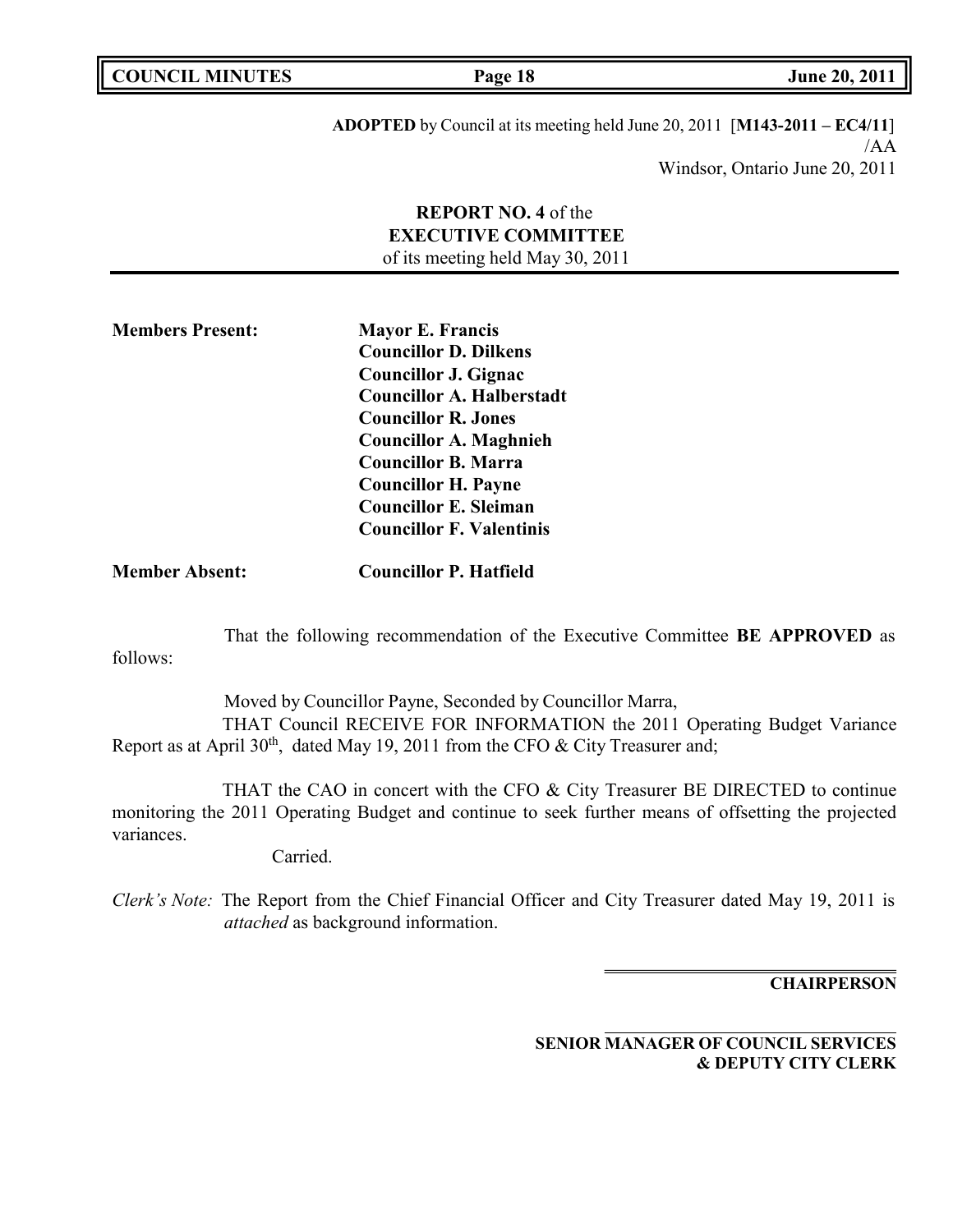**ADOPTED** by Council at its meeting held June 20, 2011 [**M143-2011 – EC4/11**]
/AA
Windsor, Ontario June 20, 2011

**REPORT NO. 4** of the
**EXECUTIVE COMMITTEE**
of its meeting held May 30, 2011

**Members Present:**
**Mayor E. Francis**
**Councillor D. Dilkens**
**Councillor J. Gignac**
**Councillor A. Halberstadt**
**Councillor R. Jones**
**Councillor A. Maghnieh**
**Councillor B. Marra**
**Councillor H. Payne**
**Councillor E. Sleiman**
**Councillor F. Valentinis**

**Member Absent:** **Councillor P. Hatfield**

That the following recommendation of the Executive Committee **BE APPROVED** as follows:

Moved by Councillor Payne, Seconded by Councillor Marra,

THAT Council RECEIVE FOR INFORMATION the 2011 Operating Budget Variance Report as at April 30th, dated May 19, 2011 from the CFO & City Treasurer and;

THAT the CAO in concert with the CFO & City Treasurer BE DIRECTED to continue monitoring the 2011 Operating Budget and continue to seek further means of offsetting the projected variances.

Carried.

*Clerk's Note:* The Report from the Chief Financial Officer and City Treasurer dated May 19, 2011 is *attached* as background information.

**CHAIRPERSON**

**SENIOR MANAGER OF COUNCIL SERVICES & DEPUTY CITY CLERK**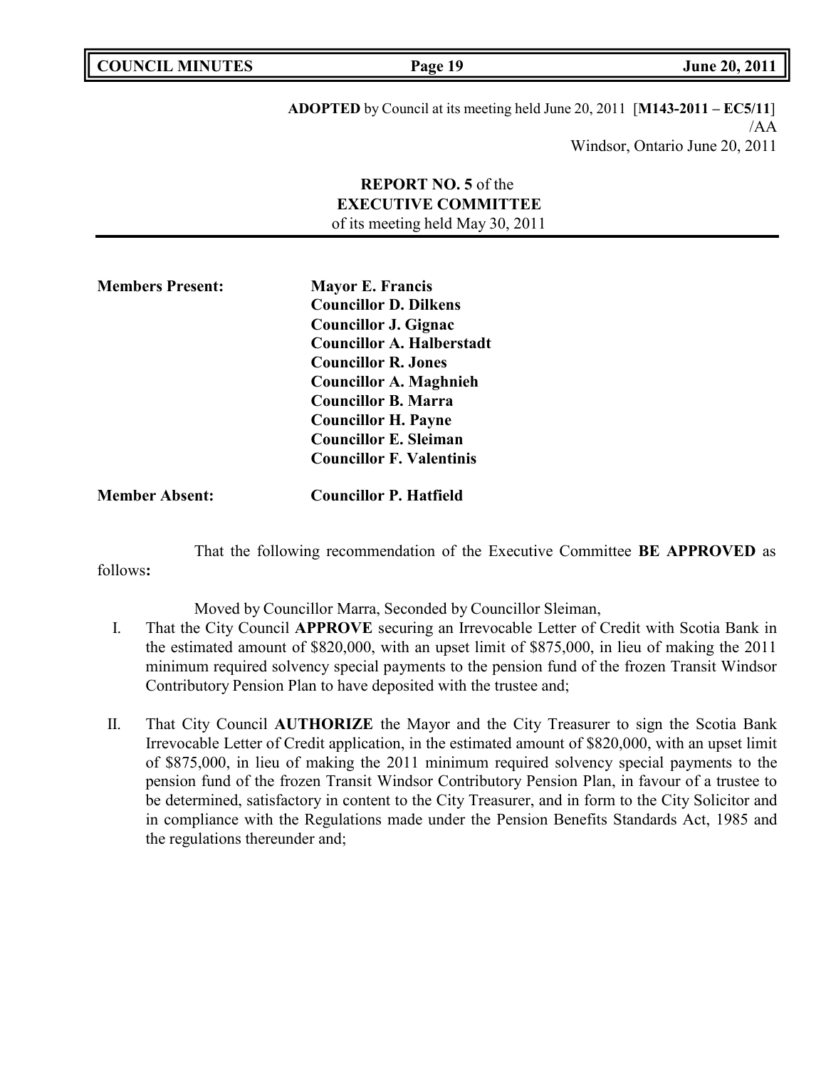**ADOPTED** by Council at its meeting held June 20, 2011 [**M143-2011 – EC5/11**]
/AA
Windsor, Ontario June 20, 2011

**REPORT NO. 5** of the
**EXECUTIVE COMMITTEE**
of its meeting held May 30, 2011

**Members Present:**
**Mayor E. Francis**
**Councillor D. Dilkens**
**Councillor J. Gignac**
**Councillor A. Halberstadt**
**Councillor R. Jones**
**Councillor A. Maghnieh**
**Councillor B. Marra**
**Councillor H. Payne**
**Councillor E. Sleiman**
**Councillor F. Valentinis**

**Member Absent:** **Councillor P. Hatfield**

That the following recommendation of the Executive Committee **BE APPROVED** as follows**:**

Moved by Councillor Marra, Seconded by Councillor Sleiman,

I. That the City Council **APPROVE** securing an Irrevocable Letter of Credit with Scotia Bank in the estimated amount of $820,000, with an upset limit of $875,000, in lieu of making the 2011 minimum required solvency special payments to the pension fund of the frozen Transit Windsor Contributory Pension Plan to have deposited with the trustee and;

II. That City Council **AUTHORIZE** the Mayor and the City Treasurer to sign the Scotia Bank Irrevocable Letter of Credit application, in the estimated amount of $820,000, with an upset limit of $875,000, in lieu of making the 2011 minimum required solvency special payments to the pension fund of the frozen Transit Windsor Contributory Pension Plan, in favour of a trustee to be determined, satisfactory in content to the City Treasurer, and in form to the City Solicitor and in compliance with the Regulations made under the Pension Benefits Standards Act, 1985 and the regulations thereunder and;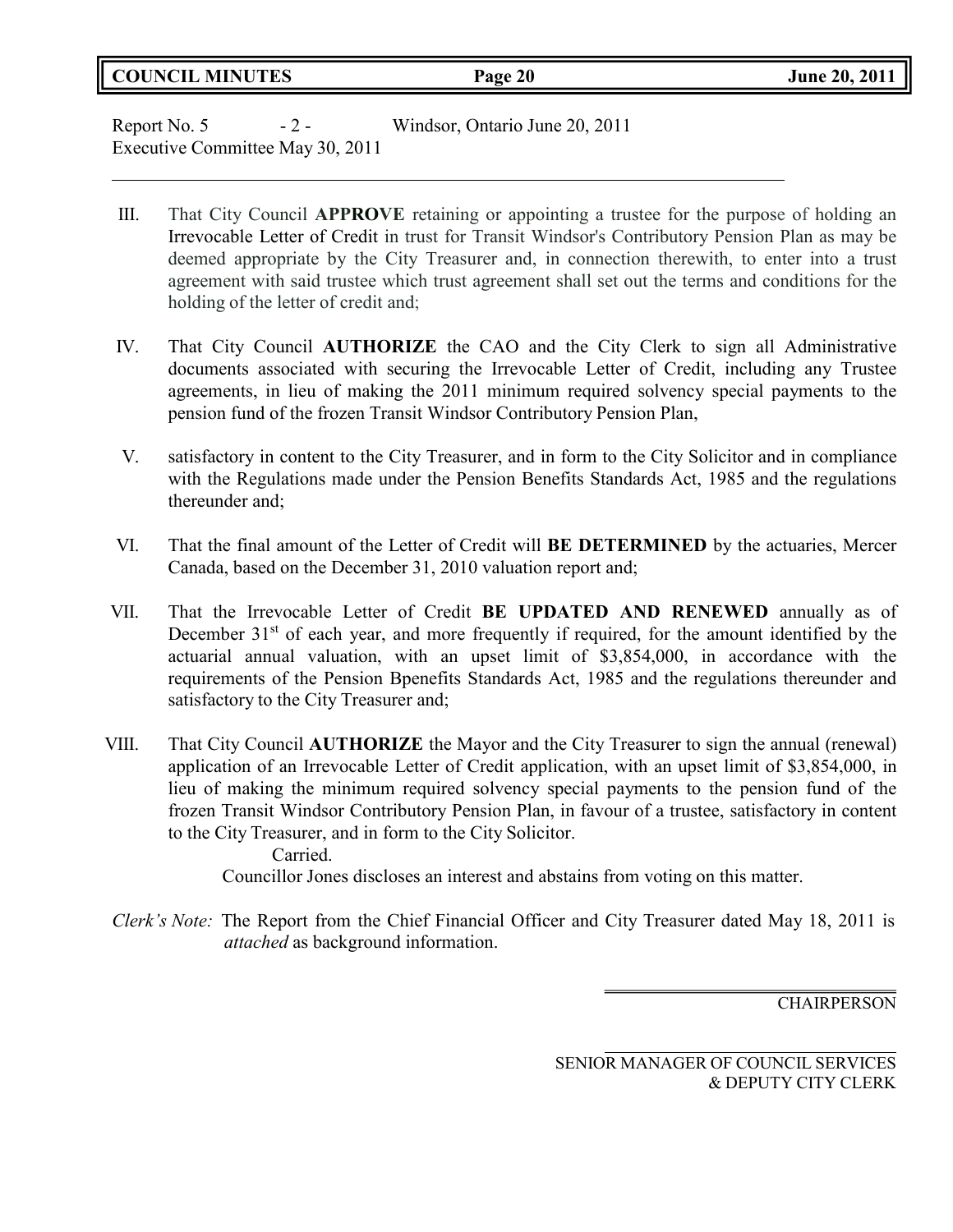Report No. 5 - 2 - Windsor, Ontario June 20, 2011
Executive Committee May 30, 2011

III. That City Council **APPROVE** retaining or appointing a trustee for the purpose of holding an Irrevocable Letter of Credit in trust for Transit Windsor's Contributory Pension Plan as may be deemed appropriate by the City Treasurer and, in connection therewith, to enter into a trust agreement with said trustee which trust agreement shall set out the terms and conditions for the holding of the letter of credit and;

IV. That City Council **AUTHORIZE** the CAO and the City Clerk to sign all Administrative documents associated with securing the Irrevocable Letter of Credit, including any Trustee agreements, in lieu of making the 2011 minimum required solvency special payments to the pension fund of the frozen Transit Windsor Contributory Pension Plan,

V. satisfactory in content to the City Treasurer, and in form to the City Solicitor and in compliance with the Regulations made under the Pension Benefits Standards Act, 1985 and the regulations thereunder and;

VI. That the final amount of the Letter of Credit will **BE DETERMINED** by the actuaries, Mercer Canada, based on the December 31, 2010 valuation report and;

VII. That the Irrevocable Letter of Credit **BE UPDATED AND RENEWED** annually as of December 31st of each year, and more frequently if required, for the amount identified by the actuarial annual valuation, with an upset limit of $3,854,000, in accordance with the requirements of the Pension Bpenefits Standards Act, 1985 and the regulations thereunder and satisfactory to the City Treasurer and;

VIII. That City Council **AUTHORIZE** the Mayor and the City Treasurer to sign the annual (renewal) application of an Irrevocable Letter of Credit application, with an upset limit of $3,854,000, in lieu of making the minimum required solvency special payments to the pension fund of the frozen Transit Windsor Contributory Pension Plan, in favour of a trustee, satisfactory in content to the City Treasurer, and in form to the City Solicitor.

Carried.

Councillor Jones discloses an interest and abstains from voting on this matter.

*Clerk's Note:* The Report from the Chief Financial Officer and City Treasurer dated May 18, 2011 is *attached* as background information.

CHAIRPERSON

SENIOR MANAGER OF COUNCIL SERVICES
& DEPUTY CITY CLERK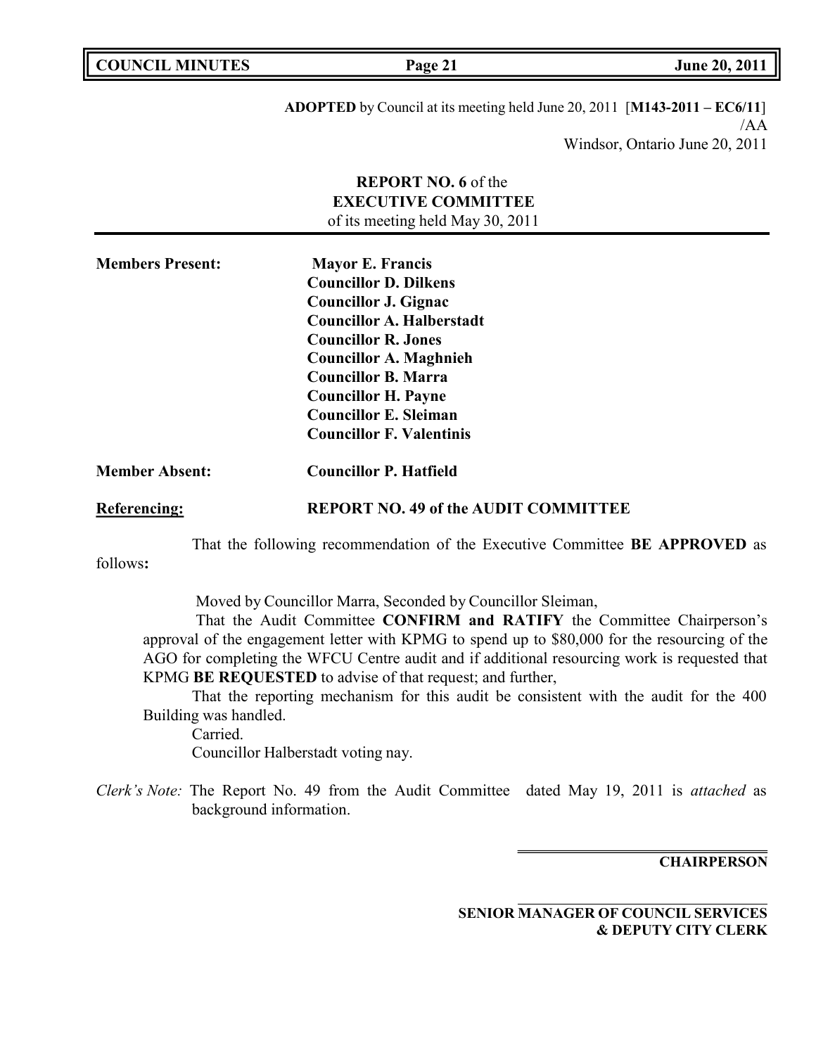**ADOPTED** by Council at its meeting held June 20, 2011 [**M143-2011 – EC6/11**]
/AA
Windsor, Ontario June 20, 2011

**REPORT NO. 6** of the
**EXECUTIVE COMMITTEE**
of its meeting held May 30, 2011

**Members Present:** **Mayor E. Francis**
**Councillor D. Dilkens**
**Councillor J. Gignac**
**Councillor A. Halberstadt**
**Councillor R. Jones**
**Councillor A. Maghnieh**
**Councillor B. Marra**
**Councillor H. Payne**
**Councillor E. Sleiman**
**Councillor F. Valentinis**

**Member Absent:** **Councillor P. Hatfield**

**Referencing:** **REPORT NO. 49 of the AUDIT COMMITTEE**

That the following recommendation of the Executive Committee **BE APPROVED** as follows**:**

Moved by Councillor Marra, Seconded by Councillor Sleiman,

That the Audit Committee **CONFIRM and RATIFY** the Committee Chairperson's approval of the engagement letter with KPMG to spend up to $80,000 for the resourcing of the AGO for completing the WFCU Centre audit and if additional resourcing work is requested that KPMG **BE REQUESTED** to advise of that request; and further,

That the reporting mechanism for this audit be consistent with the audit for the 400 Building was handled.

Carried.

Councillor Halberstadt voting nay.

*Clerk's Note:* The Report No. 49 from the Audit Committee dated May 19, 2011 is *attached* as background information.

**CHAIRPERSON**

**SENIOR MANAGER OF COUNCIL SERVICES & DEPUTY CITY CLERK**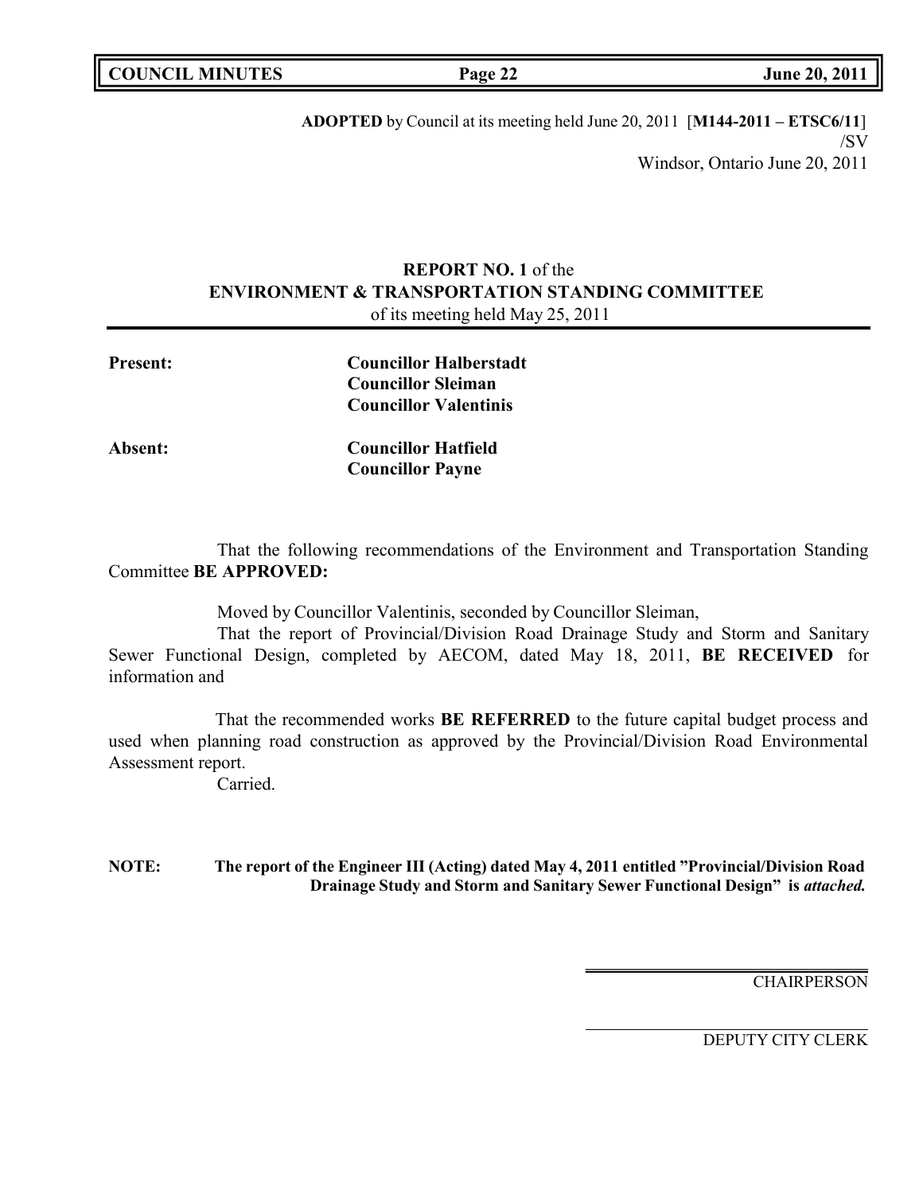**ADOPTED** by Council at its meeting held June 20, 2011 [**M144-2011 – ETSC6/11**]
/SV
Windsor, Ontario June 20, 2011

## **REPORT NO. 1** of the **ENVIRONMENT & TRANSPORTATION STANDING COMMITTEE**

of its meeting held May 25, 2011

**Present:** **Councillor Halberstadt**
**Councillor Sleiman**
**Councillor Valentinis**

**Absent:** **Councillor Hatfield**
**Councillor Payne**

That the following recommendations of the Environment and Transportation Standing Committee **BE APPROVED:**

Moved by Councillor Valentinis, seconded by Councillor Sleiman,

That the report of Provincial/Division Road Drainage Study and Storm and Sanitary Sewer Functional Design, completed by AECOM, dated May 18, 2011, **BE RECEIVED** for information and

That the recommended works **BE REFERRED** to the future capital budget process and used when planning road construction as approved by the Provincial/Division Road Environmental Assessment report.

Carried.

**NOTE: The report of the Engineer III (Acting) dated May 4, 2011 entitled "Provincial/Division Road Drainage Study and Storm and Sanitary Sewer Functional Design" is *attached.***

CHAIRPERSON

DEPUTY CITY CLERK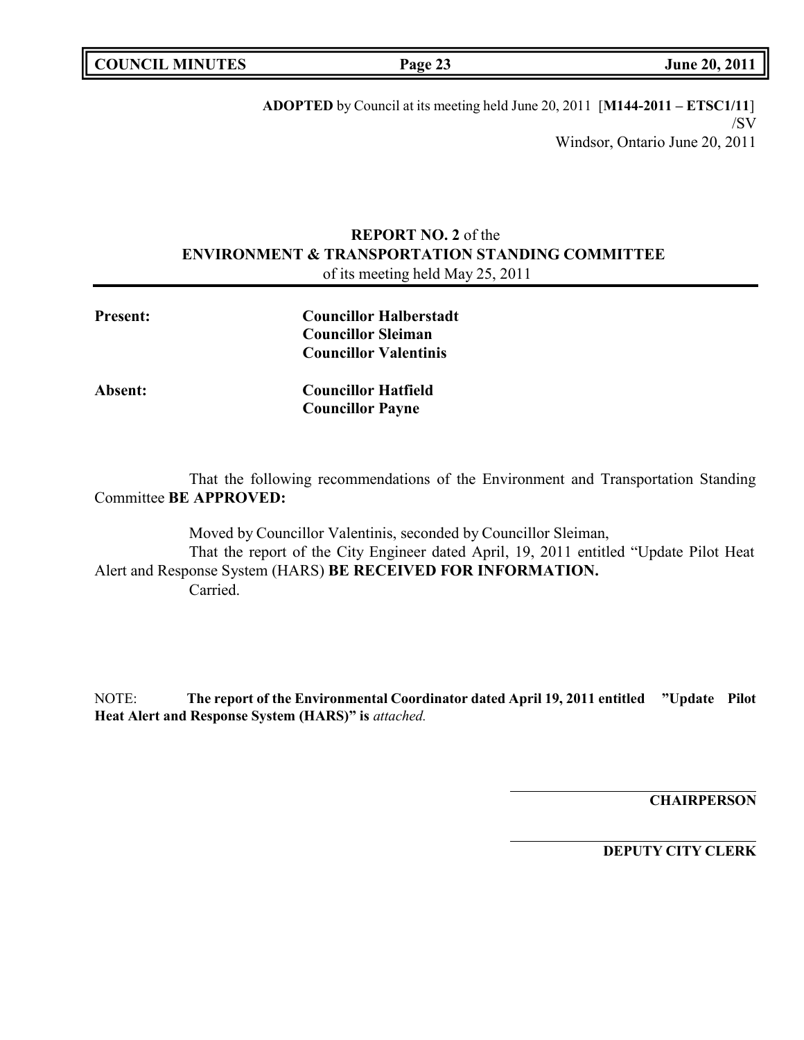**ADOPTED** by Council at its meeting held June 20, 2011 [**M144-2011 – ETSC1/11**]
/SV
Windsor, Ontario June 20, 2011

**REPORT NO. 2** of the
**ENVIRONMENT & TRANSPORTATION STANDING COMMITTEE**
of its meeting held May 25, 2011

**Present:** **Councillor Halberstadt**
**Councillor Sleiman**
**Councillor Valentinis**

**Absent:** **Councillor Hatfield**
**Councillor Payne**

That the following recommendations of the Environment and Transportation Standing Committee **BE APPROVED:**

Moved by Councillor Valentinis, seconded by Councillor Sleiman,
That the report of the City Engineer dated April, 19, 2011 entitled "Update Pilot Heat Alert and Response System (HARS) **BE RECEIVED FOR INFORMATION.**
Carried.

NOTE: **The report of the Environmental Coordinator dated April 19, 2011 entitled "Update Pilot Heat Alert and Response System (HARS)" is** *attached.*

**CHAIRPERSON**

**DEPUTY CITY CLERK**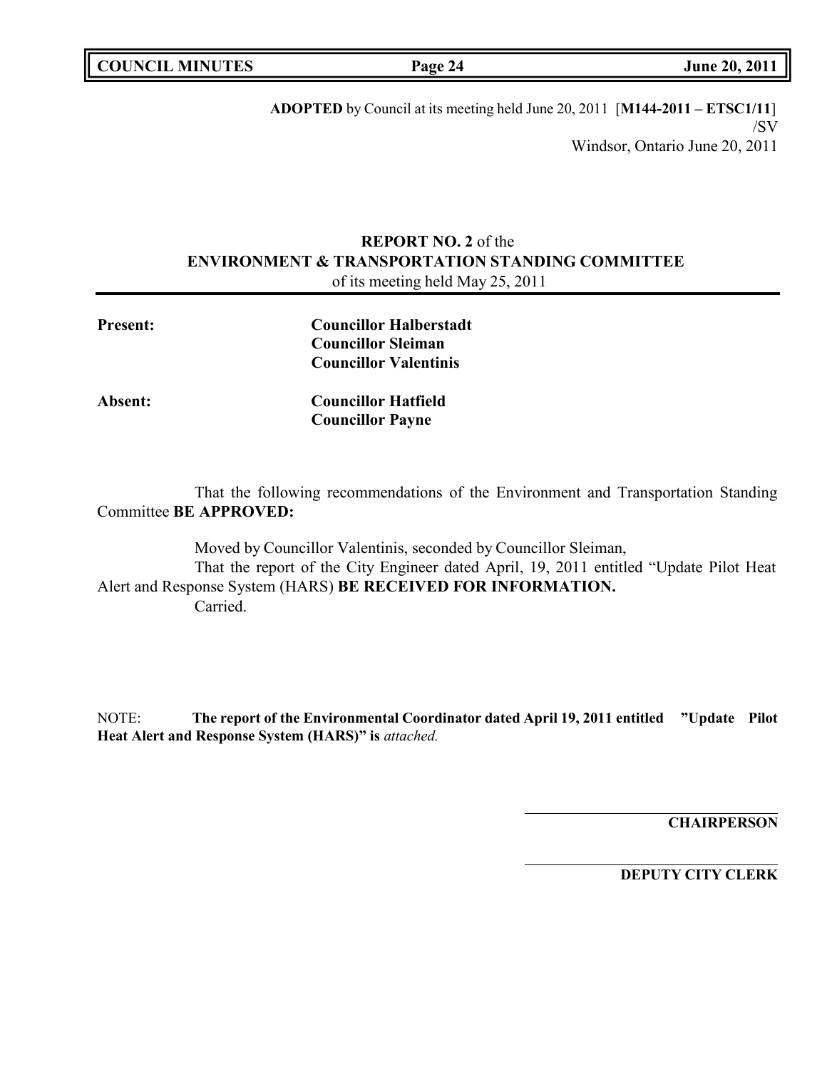**ADOPTED** by Council at its meeting held June 20, 2011 [**M144-2011 – ETSC1/11**]
/SV
Windsor, Ontario June 20, 2011

**REPORT NO. 2** of the
**ENVIRONMENT & TRANSPORTATION STANDING COMMITTEE**
of its meeting held May 25, 2011

**Present:** **Councillor Halberstadt**
**Councillor Sleiman**
**Councillor Valentinis**

**Absent:** **Councillor Hatfield**
**Councillor Payne**

That the following recommendations of the Environment and Transportation Standing Committee **BE APPROVED:**

Moved by Councillor Valentinis, seconded by Councillor Sleiman,
That the report of the City Engineer dated April, 19, 2011 entitled "Update Pilot Heat Alert and Response System (HARS) **BE RECEIVED FOR INFORMATION.**
Carried.

NOTE: **The report of the Environmental Coordinator dated April 19, 2011 entitled "Update Pilot Heat Alert and Response System (HARS)" is** *attached.*

**CHAIRPERSON**

**DEPUTY CITY CLERK**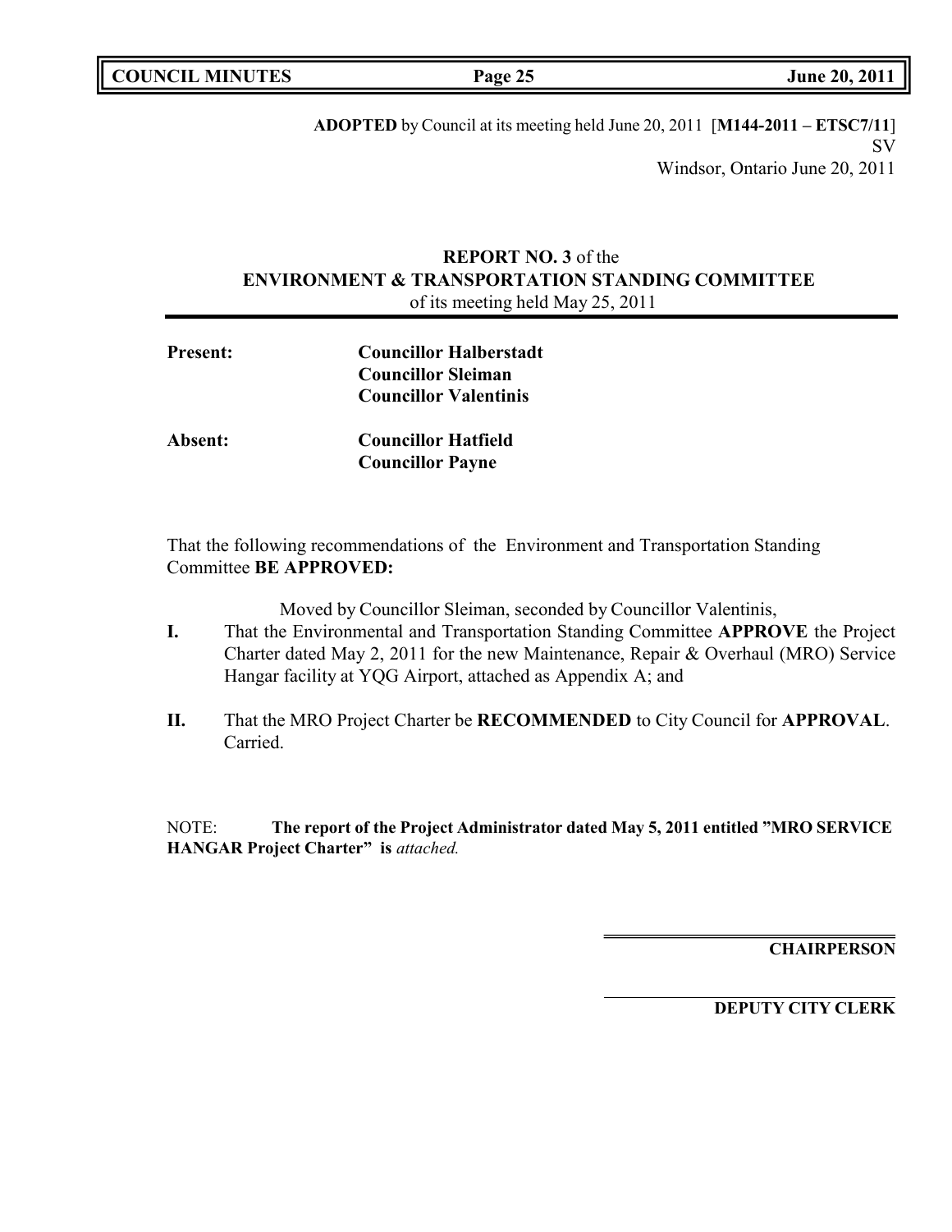**ADOPTED** by Council at its meeting held June 20, 2011 [**M144-2011 – ETSC7/11**]
SV
Windsor, Ontario June 20, 2011

**REPORT NO. 3** of the
**ENVIRONMENT & TRANSPORTATION STANDING COMMITTEE**
of its meeting held May 25, 2011

**Present:** **Councillor Halberstadt**
**Councillor Sleiman**
**Councillor Valentinis**

**Absent:** **Councillor Hatfield**
**Councillor Payne**

That the following recommendations of the Environment and Transportation Standing Committee **BE APPROVED:**

Moved by Councillor Sleiman, seconded by Councillor Valentinis,

**I.** That the Environmental and Transportation Standing Committee **APPROVE** the Project Charter dated May 2, 2011 for the new Maintenance, Repair & Overhaul (MRO) Service Hangar facility at YQG Airport, attached as Appendix A; and

**II.** That the MRO Project Charter be **RECOMMENDED** to City Council for **APPROVAL**.
Carried.

NOTE: **The report of the Project Administrator dated May 5, 2011 entitled "MRO SERVICE HANGAR Project Charter" is** *attached.*

**CHAIRPERSON**

**DEPUTY CITY CLERK**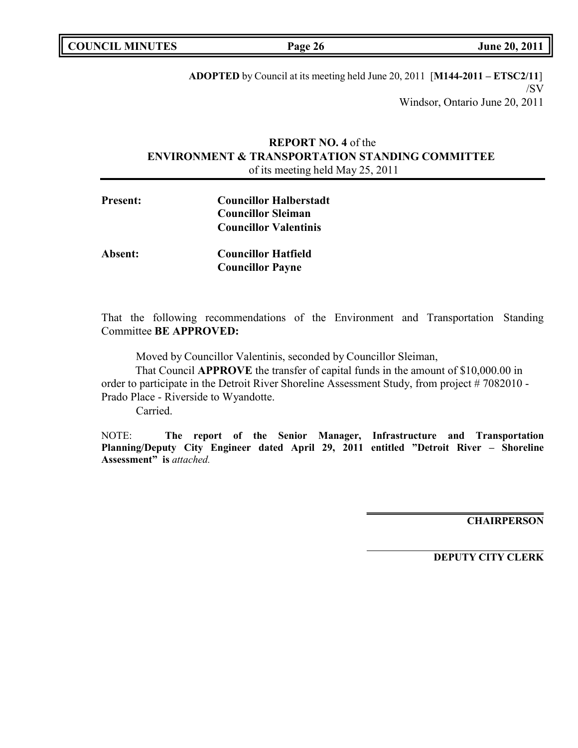**ADOPTED** by Council at its meeting held June 20, 2011 [**M144-2011 – ETSC2/11**]
/SV
Windsor, Ontario June 20, 2011

**REPORT NO. 4** of the
**ENVIRONMENT & TRANSPORTATION STANDING COMMITTEE**
of its meeting held May 25, 2011

**Present:** **Councillor Halberstadt**
**Councillor Sleiman**
**Councillor Valentinis**

**Absent:** **Councillor Hatfield**
**Councillor Payne**

That the following recommendations of the Environment and Transportation Standing Committee **BE APPROVED:**

Moved by Councillor Valentinis, seconded by Councillor Sleiman,
That Council **APPROVE** the transfer of capital funds in the amount of $10,000.00 in order to participate in the Detroit River Shoreline Assessment Study, from project # 7082010 - Prado Place - Riverside to Wyandotte.
Carried.

NOTE: **The report of the Senior Manager, Infrastructure and Transportation Planning/Deputy City Engineer dated April 29, 2011 entitled "Detroit River – Shoreline Assessment" is** *attached.*

**CHAIRPERSON**

**DEPUTY CITY CLERK**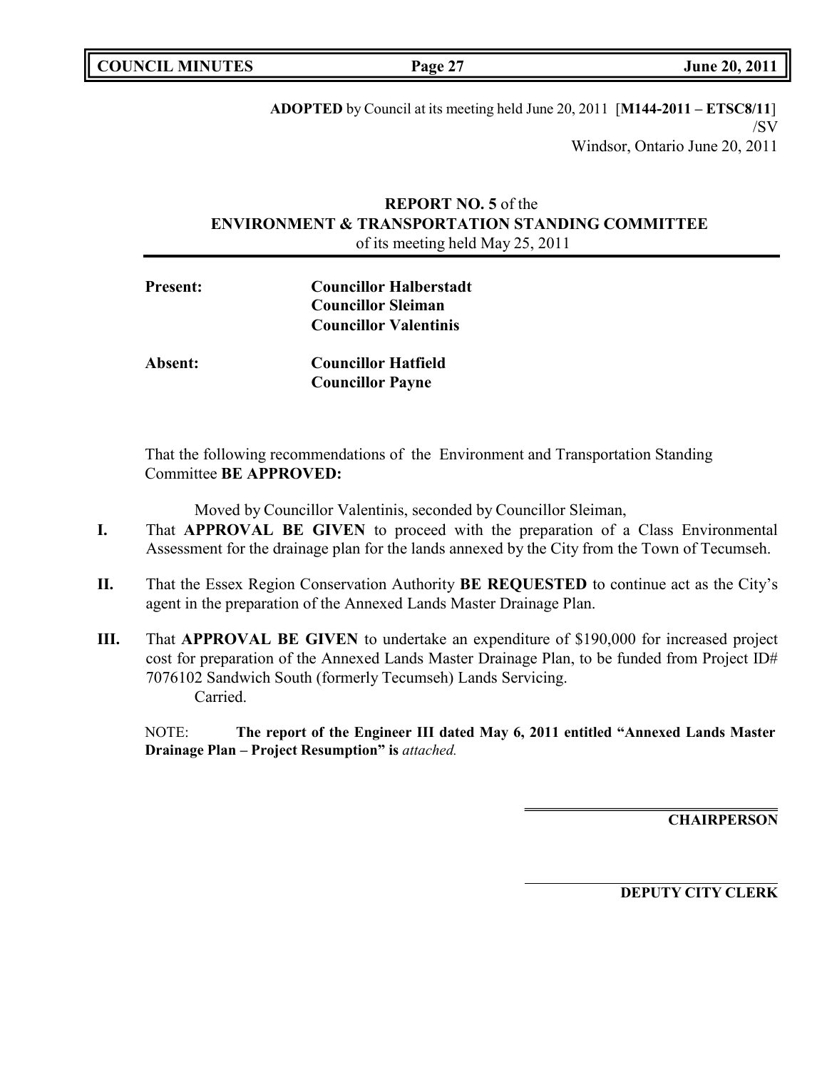**ADOPTED** by Council at its meeting held June 20, 2011 [**M144-2011 – ETSC8/11**]
/SV
Windsor, Ontario June 20, 2011

**REPORT NO. 5** of the
**ENVIRONMENT & TRANSPORTATION STANDING COMMITTEE**
of its meeting held May 25, 2011

**Present:** **Councillor Halberstadt**
**Councillor Sleiman**
**Councillor Valentinis**

**Absent:** **Councillor Hatfield**
**Councillor Payne**

That the following recommendations of the Environment and Transportation Standing Committee **BE APPROVED:**

Moved by Councillor Valentinis, seconded by Councillor Sleiman,

**I.** That **APPROVAL BE GIVEN** to proceed with the preparation of a Class Environmental Assessment for the drainage plan for the lands annexed by the City from the Town of Tecumseh.

**II.** That the Essex Region Conservation Authority **BE REQUESTED** to continue act as the City's agent in the preparation of the Annexed Lands Master Drainage Plan.

**III.** That **APPROVAL BE GIVEN** to undertake an expenditure of $190,000 for increased project cost for preparation of the Annexed Lands Master Drainage Plan, to be funded from Project ID# 7076102 Sandwich South (formerly Tecumseh) Lands Servicing.
Carried.

NOTE: **The report of the Engineer III dated May 6, 2011 entitled "Annexed Lands Master Drainage Plan – Project Resumption" is** *attached.*

**CHAIRPERSON**

**DEPUTY CITY CLERK**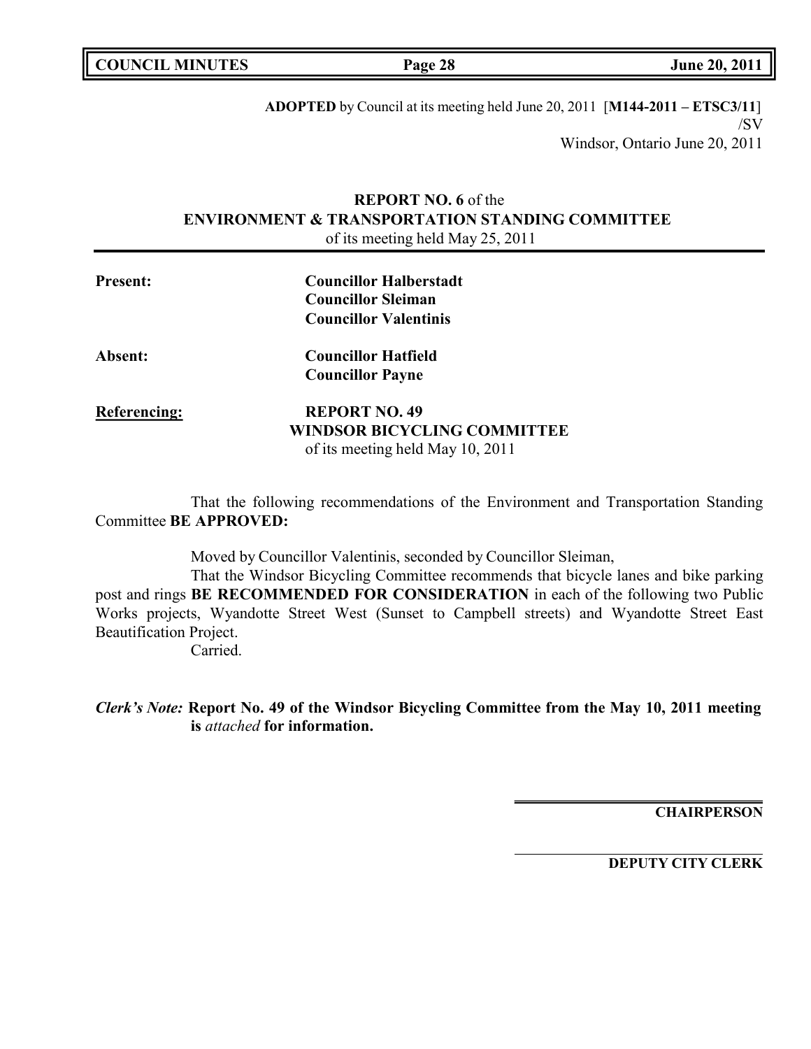**ADOPTED** by Council at its meeting held June 20, 2011 [**M144-2011 – ETSC3/11**]
/SV
Windsor, Ontario June 20, 2011

**REPORT NO. 6** of the
**ENVIRONMENT & TRANSPORTATION STANDING COMMITTEE**
of its meeting held May 25, 2011

**Present:** **Councillor Halberstadt**
**Councillor Sleiman**
**Councillor Valentinis**

**Absent:** **Councillor Hatfield**
**Councillor Payne**

**Referencing:** **REPORT NO. 49**
**WINDSOR BICYCLING COMMITTEE**
of its meeting held May 10, 2011

That the following recommendations of the Environment and Transportation Standing Committee **BE APPROVED:**

Moved by Councillor Valentinis, seconded by Councillor Sleiman,

That the Windsor Bicycling Committee recommends that bicycle lanes and bike parking post and rings **BE RECOMMENDED FOR CONSIDERATION** in each of the following two Public Works projects, Wyandotte Street West (Sunset to Campbell streets) and Wyandotte Street East Beautification Project.

Carried.

***Clerk's Note:*** **Report No. 49 of the Windsor Bicycling Committee from the May 10, 2011 meeting is** ***attached*** **for information.**

**CHAIRPERSON**

**DEPUTY CITY CLERK**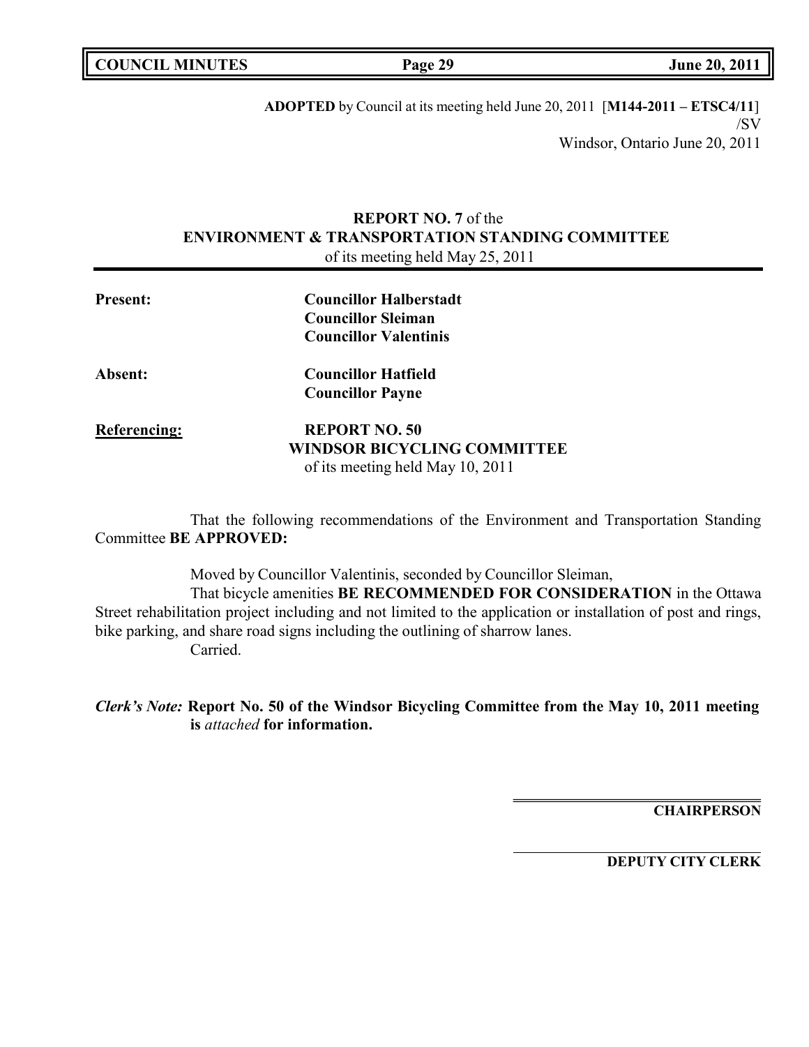**ADOPTED** by Council at its meeting held June 20, 2011 [**M144-2011 – ETSC4/11**]
/SV
Windsor, Ontario June 20, 2011

**REPORT NO. 7** of the
**ENVIRONMENT & TRANSPORTATION STANDING COMMITTEE**
of its meeting held May 25, 2011

**Present:** **Councillor Halberstadt**
**Councillor Sleiman**
**Councillor Valentinis**

**Absent:** **Councillor Hatfield**
**Councillor Payne**

**Referencing:** **REPORT NO. 50**
**WINDSOR BICYCLING COMMITTEE**
of its meeting held May 10, 2011

That the following recommendations of the Environment and Transportation Standing Committee **BE APPROVED:**

Moved by Councillor Valentinis, seconded by Councillor Sleiman,

That bicycle amenities **BE RECOMMENDED FOR CONSIDERATION** in the Ottawa Street rehabilitation project including and not limited to the application or installation of post and rings, bike parking, and share road signs including the outlining of sharrow lanes.

Carried.

***Clerk's Note:*** **Report No. 50 of the Windsor Bicycling Committee from the May 10, 2011 meeting is** ***attached*** **for information.**

**CHAIRPERSON**

**DEPUTY CITY CLERK**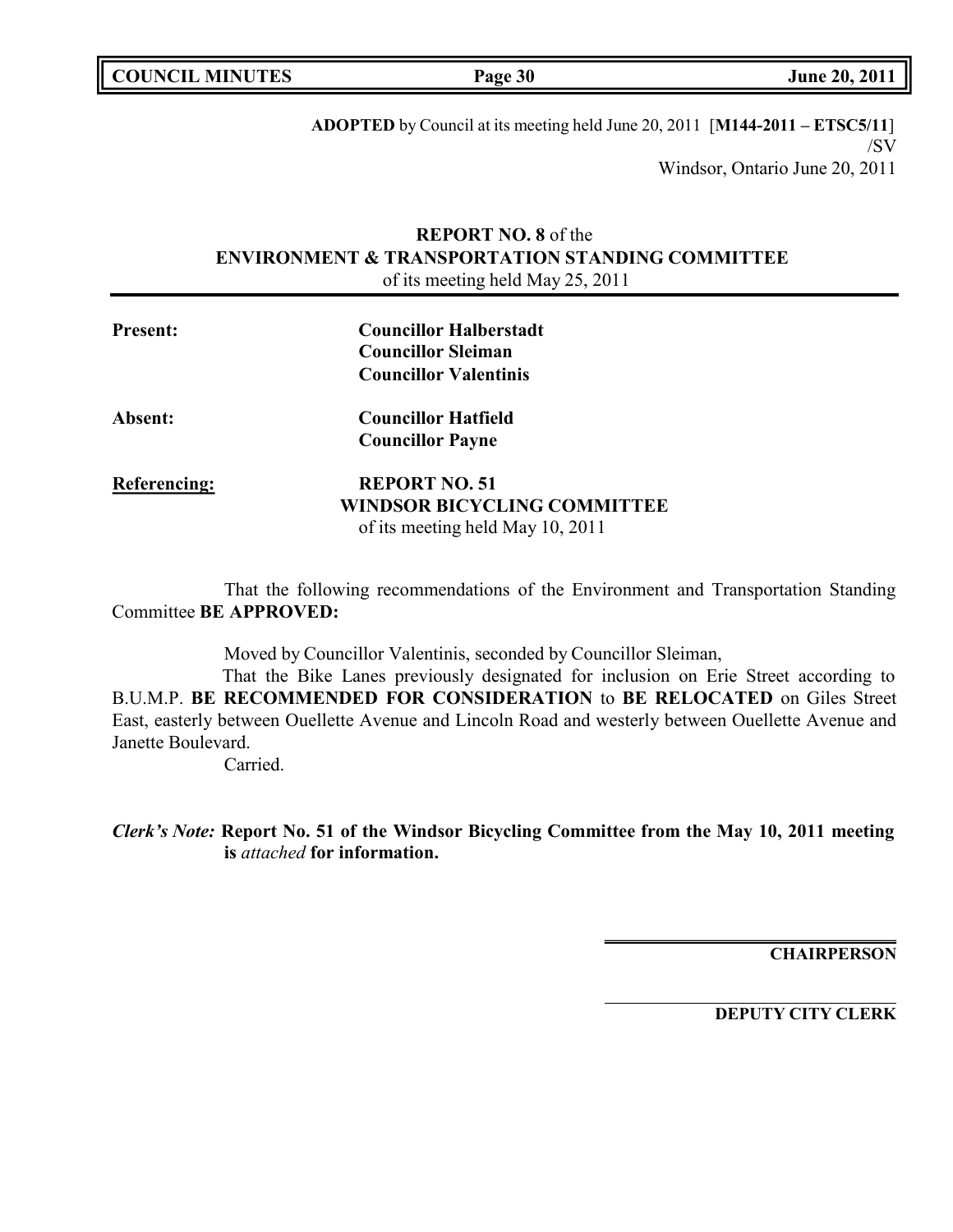**ADOPTED** by Council at its meeting held June 20, 2011 [**M144-2011 – ETSC5/11**]
/SV
Windsor, Ontario June 20, 2011

**REPORT NO. 8** of the
**ENVIRONMENT & TRANSPORTATION STANDING COMMITTEE**
of its meeting held May 25, 2011

**Present:** **Councillor Halberstadt**
**Councillor Sleiman**
**Councillor Valentinis**

**Absent:** **Councillor Hatfield**
**Councillor Payne**

**Referencing:** **REPORT NO. 51**
**WINDSOR BICYCLING COMMITTEE**
of its meeting held May 10, 2011

That the following recommendations of the Environment and Transportation Standing Committee **BE APPROVED:**

Moved by Councillor Valentinis, seconded by Councillor Sleiman,

That the Bike Lanes previously designated for inclusion on Erie Street according to B.U.M.P. **BE RECOMMENDED FOR CONSIDERATION** to **BE RELOCATED** on Giles Street East, easterly between Ouellette Avenue and Lincoln Road and westerly between Ouellette Avenue and Janette Boulevard.

Carried.

***Clerk's Note:*** **Report No. 51 of the Windsor Bicycling Committee from the May 10, 2011 meeting is** ***attached*** **for information.**

**CHAIRPERSON**

**DEPUTY CITY CLERK**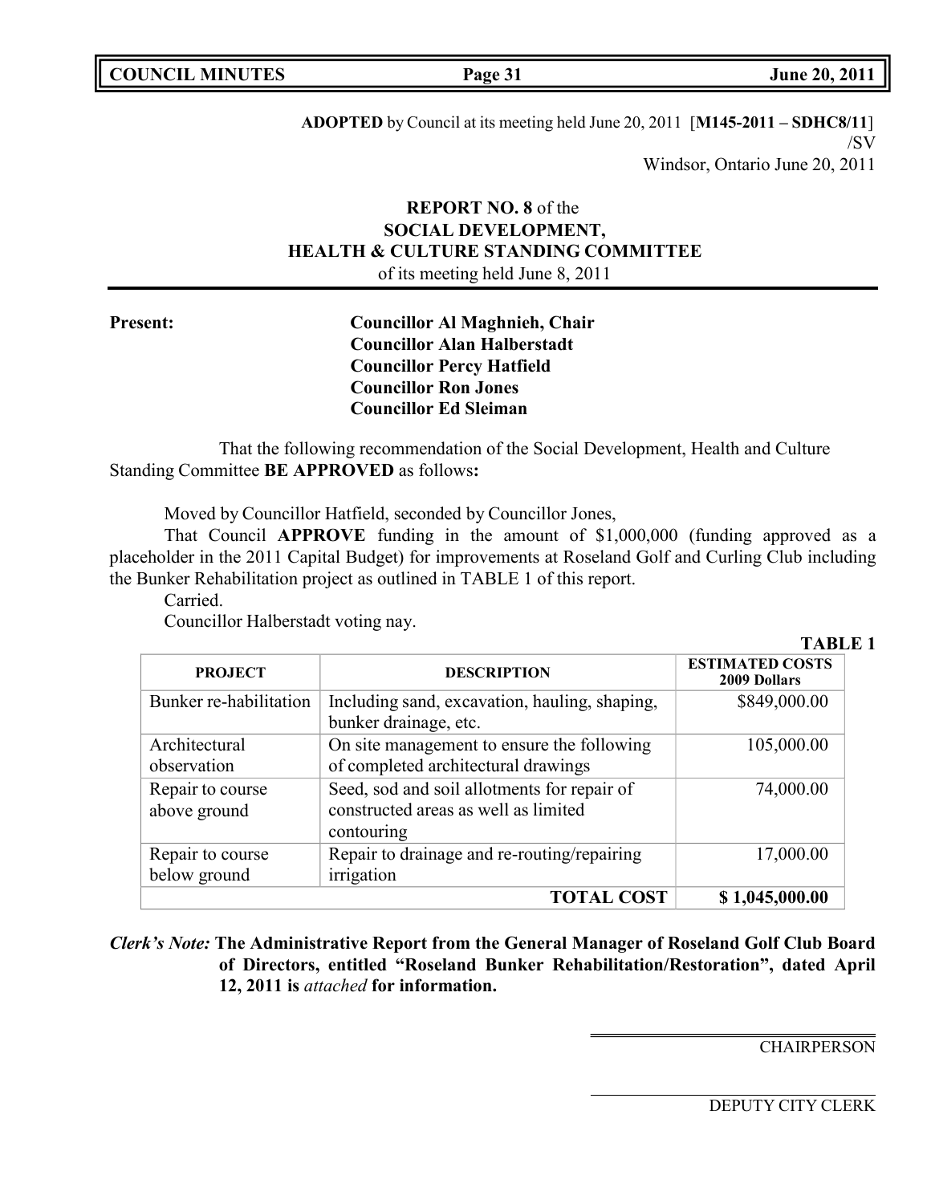**ADOPTED** by Council at its meeting held June 20, 2011 [**M145-2011 – SDHC8/11**]
/SV
Windsor, Ontario June 20, 2011

**REPORT NO. 8** of the
**SOCIAL DEVELOPMENT,**
**HEALTH & CULTURE STANDING COMMITTEE**
of its meeting held June 8, 2011

**Present:**

**Councillor Al Maghnieh, Chair**
**Councillor Alan Halberstadt**
**Councillor Percy Hatfield**
**Councillor Ron Jones**
**Councillor Ed Sleiman**

That the following recommendation of the Social Development, Health and Culture Standing Committee **BE APPROVED** as follows**:**

Moved by Councillor Hatfield, seconded by Councillor Jones,

That Council **APPROVE** funding in the amount of $1,000,000 (funding approved as a placeholder in the 2011 Capital Budget) for improvements at Roseland Golf and Curling Club including the Bunker Rehabilitation project as outlined in TABLE 1 of this report.

Carried.

Councillor Halberstadt voting nay.

**TABLE 1**

| PROJECT | DESCRIPTION | ESTIMATED COSTS 2009 Dollars |
|---|---|---|
| Bunker re-habilitation | Including sand, excavation, hauling, shaping, bunker drainage, etc. | $849,000.00 |
| Architectural observation | On site management to ensure the following of completed architectural drawings | 105,000.00 |
| Repair to course above ground | Seed, sod and soil allotments for repair of constructed areas as well as limited contouring | 74,000.00 |
| Repair to course below ground | Repair to drainage and re-routing/repairing irrigation | 17,000.00 |
| | **TOTAL COST** | **$ 1,045,000.00** |

***Clerk's Note:*** **The Administrative Report from the General Manager of Roseland Golf Club Board of Directors, entitled "Roseland Bunker Rehabilitation/Restoration", dated April 12, 2011 is** ***attached*** **for information.**

CHAIRPERSON

DEPUTY CITY CLERK